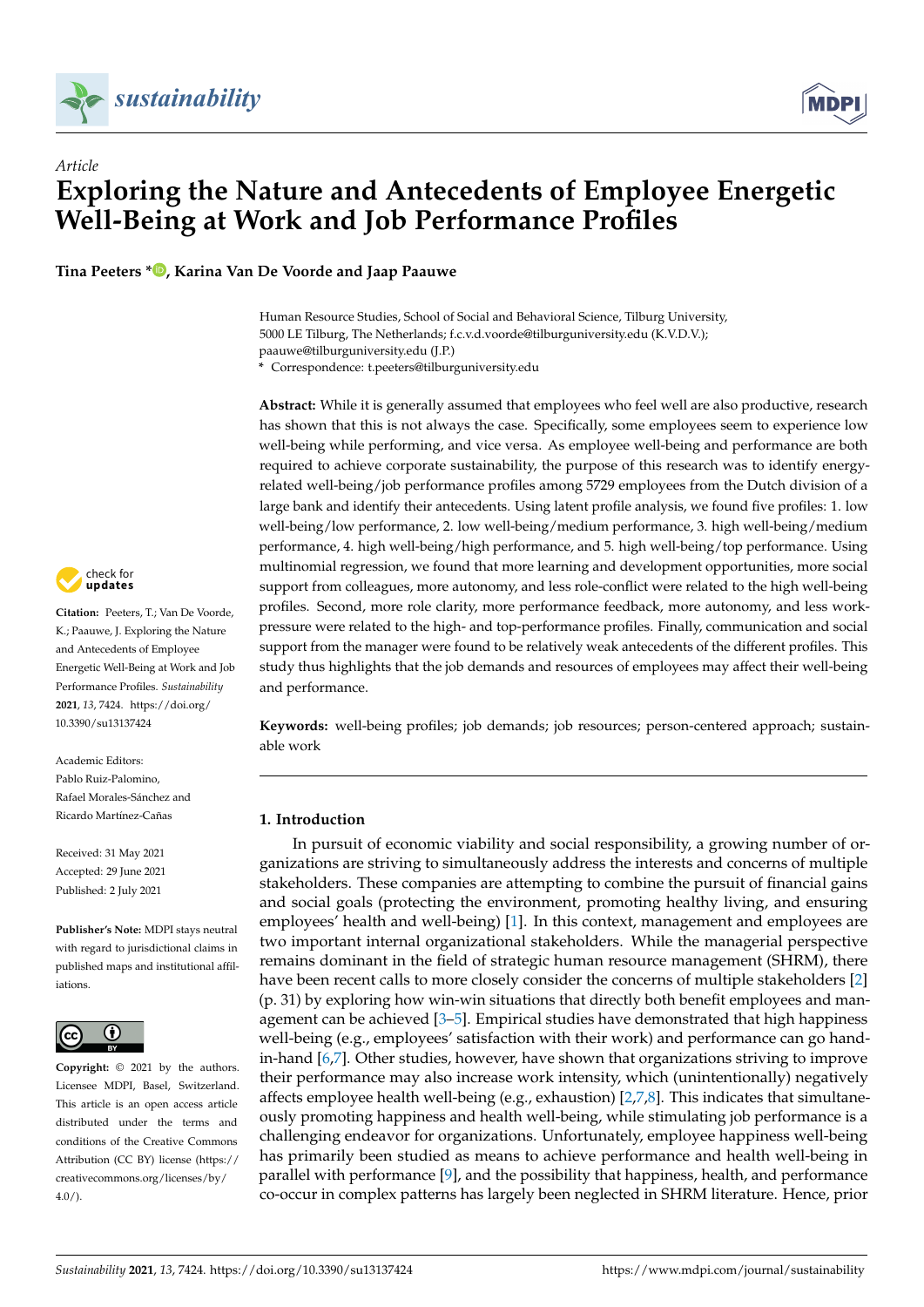*Article*

# Exploring the Nature and Antecedents of Employee Energetic Well-Being at Work and Job Performance Profiles

**Tina Peeters \*, Karina Van De Voorde and Jaap Paauwe**

Human Resource Studies, School of Social and Behavioral Science, Tilburg University, 5000 LE Tilburg, The Netherlands; f.c.v.d.voorde@tilburguniversity.edu (K.V.D.V.); paauwe@tilburguniversity.edu (J.P.)
\* Correspondence: t.peeters@tilburguniversity.edu

**Abstract:** While it is generally assumed that employees who feel well are also productive, research has shown that this is not always the case. Specifically, some employees seem to experience low well-being while performing, and vice versa. As employee well-being and performance are both required to achieve corporate sustainability, the purpose of this research was to identify energy-related well-being/job performance profiles among 5729 employees from the Dutch division of a large bank and identify their antecedents. Using latent profile analysis, we found five profiles: 1. low well-being/low performance, 2. low well-being/medium performance, 3. high well-being/medium performance, 4. high well-being/high performance, and 5. high well-being/top performance. Using multinomial regression, we found that more learning and development opportunities, more social support from colleagues, more autonomy, and less role-conflict were related to the high well-being profiles. Second, more role clarity, more performance feedback, more autonomy, and less work-pressure were related to the high- and top-performance profiles. Finally, communication and social support from the manager were found to be relatively weak antecedents of the different profiles. This study thus highlights that the job demands and resources of employees may affect their well-being and performance.

**Keywords:** well-being profiles; job demands; job resources; person-centered approach; sustainable work

**Citation:** Peeters, T.; Van De Voorde, K.; Paauwe, J. Exploring the Nature and Antecedents of Employee Energetic Well-Being at Work and Job Performance Profiles. *Sustainability* **2021**, *13*, 7424. https://doi.org/10.3390/su13137424

Academic Editors: Pablo Ruiz-Palomino, Rafael Morales-Sánchez and Ricardo Martínez-Cañas

Received: 31 May 2021
Accepted: 29 June 2021
Published: 2 July 2021

**Publisher's Note:** MDPI stays neutral with regard to jurisdictional claims in published maps and institutional affiliations.

**Copyright:** © 2021 by the authors. Licensee MDPI, Basel, Switzerland. This article is an open access article distributed under the terms and conditions of the Creative Commons Attribution (CC BY) license (https://creativecommons.org/licenses/by/4.0/).

## 1. Introduction

In pursuit of economic viability and social responsibility, a growing number of organizations are striving to simultaneously address the interests and concerns of multiple stakeholders. These companies are attempting to combine the pursuit of financial gains and social goals (protecting the environment, promoting healthy living, and ensuring employees' health and well-being) [1]. In this context, management and employees are two important internal organizational stakeholders. While the managerial perspective remains dominant in the field of strategic human resource management (SHRM), there have been recent calls to more closely consider the concerns of multiple stakeholders [2] (p. 31) by exploring how win-win situations that directly both benefit employees and management can be achieved [3–5]. Empirical studies have demonstrated that high happiness well-being (e.g., employees' satisfaction with their work) and performance can go hand-in-hand [6,7]. Other studies, however, have shown that organizations striving to improve their performance may also increase work intensity, which (unintentionally) negatively affects employee health well-being (e.g., exhaustion) [2,7,8]. This indicates that simultaneously promoting happiness and health well-being, while stimulating job performance is a challenging endeavor for organizations. Unfortunately, employee happiness well-being has primarily been studied as means to achieve performance and health well-being in parallel with performance [9], and the possibility that happiness, health, and performance co-occur in complex patterns has largely been neglected in SHRM literature. Hence, prior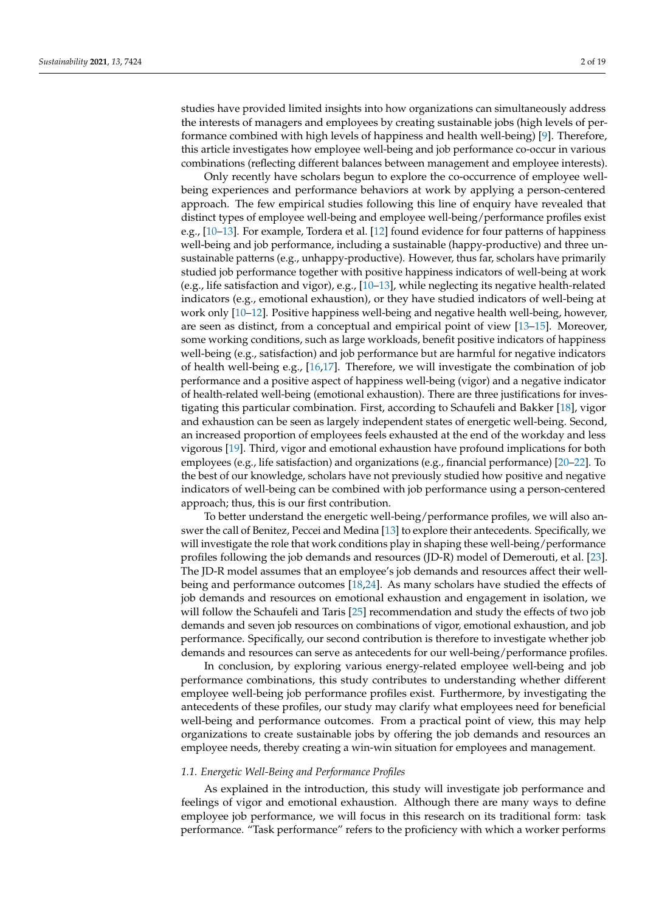studies have provided limited insights into how organizations can simultaneously address the interests of managers and employees by creating sustainable jobs (high levels of performance combined with high levels of happiness and health well-being) [9]. Therefore, this article investigates how employee well-being and job performance co-occur in various combinations (reflecting different balances between management and employee interests).

Only recently have scholars begun to explore the co-occurrence of employee well-being experiences and performance behaviors at work by applying a person-centered approach. The few empirical studies following this line of enquiry have revealed that distinct types of employee well-being and employee well-being/performance profiles exist e.g., [10–13]. For example, Tordera et al. [12] found evidence for four patterns of happiness well-being and job performance, including a sustainable (happy-productive) and three unsustainable patterns (e.g., unhappy-productive). However, thus far, scholars have primarily studied job performance together with positive happiness indicators of well-being at work (e.g., life satisfaction and vigor), e.g., [10–13], while neglecting its negative health-related indicators (e.g., emotional exhaustion), or they have studied indicators of well-being at work only [10–12]. Positive happiness well-being and negative health well-being, however, are seen as distinct, from a conceptual and empirical point of view [13–15]. Moreover, some working conditions, such as large workloads, benefit positive indicators of happiness well-being (e.g., satisfaction) and job performance but are harmful for negative indicators of health well-being e.g., [16,17]. Therefore, we will investigate the combination of job performance and a positive aspect of happiness well-being (vigor) and a negative indicator of health-related well-being (emotional exhaustion). There are three justifications for investigating this particular combination. First, according to Schaufeli and Bakker [18], vigor and exhaustion can be seen as largely independent states of energetic well-being. Second, an increased proportion of employees feels exhausted at the end of the workday and less vigorous [19]. Third, vigor and emotional exhaustion have profound implications for both employees (e.g., life satisfaction) and organizations (e.g., financial performance) [20–22]. To the best of our knowledge, scholars have not previously studied how positive and negative indicators of well-being can be combined with job performance using a person-centered approach; thus, this is our first contribution.

To better understand the energetic well-being/performance profiles, we will also answer the call of Benitez, Peccei and Medina [13] to explore their antecedents. Specifically, we will investigate the role that work conditions play in shaping these well-being/performance profiles following the job demands and resources (JD-R) model of Demerouti, et al. [23]. The JD-R model assumes that an employee's job demands and resources affect their well-being and performance outcomes [18,24]. As many scholars have studied the effects of job demands and resources on emotional exhaustion and engagement in isolation, we will follow the Schaufeli and Taris [25] recommendation and study the effects of two job demands and seven job resources on combinations of vigor, emotional exhaustion, and job performance. Specifically, our second contribution is therefore to investigate whether job demands and resources can serve as antecedents for our well-being/performance profiles.

In conclusion, by exploring various energy-related employee well-being and job performance combinations, this study contributes to understanding whether different employee well-being job performance profiles exist. Furthermore, by investigating the antecedents of these profiles, our study may clarify what employees need for beneficial well-being and performance outcomes. From a practical point of view, this may help organizations to create sustainable jobs by offering the job demands and resources an employee needs, thereby creating a win-win situation for employees and management.

### *1.1. Energetic Well-Being and Performance Profiles*

As explained in the introduction, this study will investigate job performance and feelings of vigor and emotional exhaustion. Although there are many ways to define employee job performance, we will focus in this research on its traditional form: task performance. "Task performance" refers to the proficiency with which a worker performs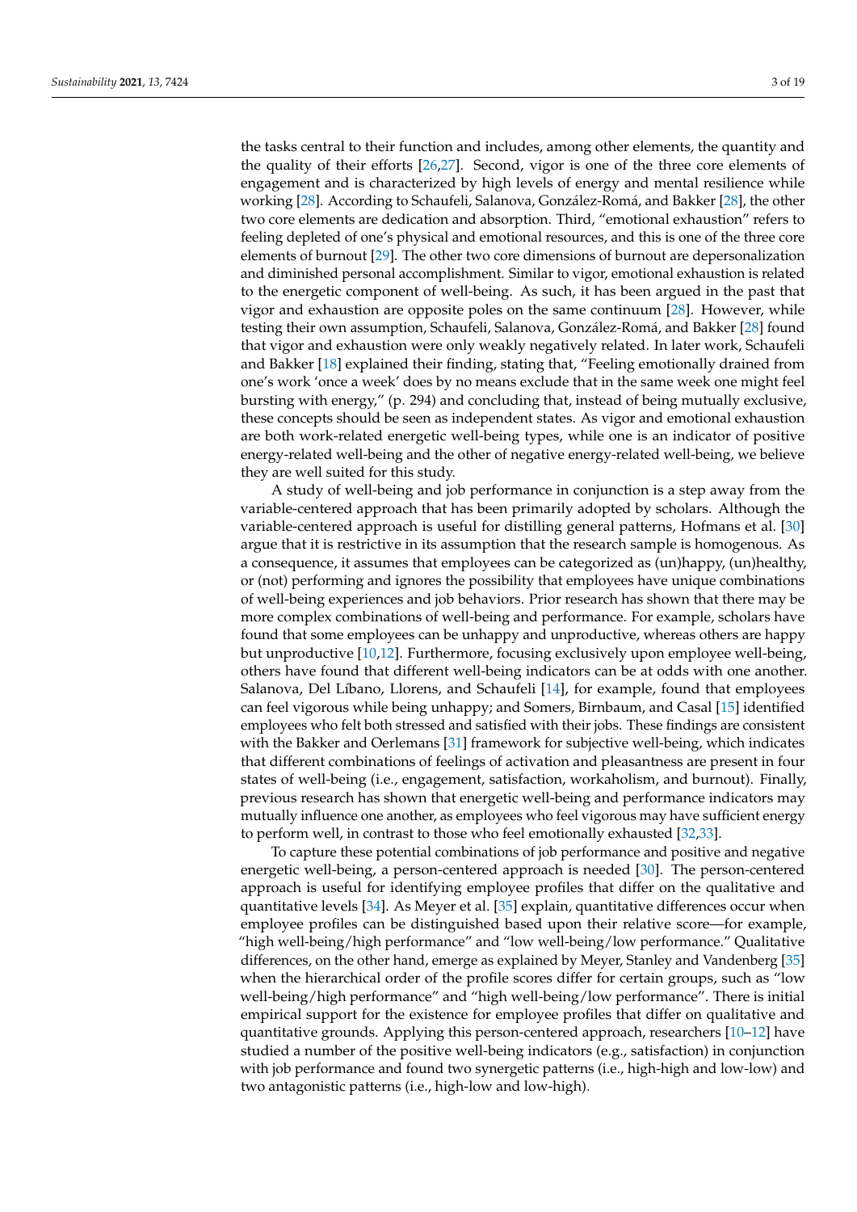the tasks central to their function and includes, among other elements, the quantity and the quality of their efforts [26,27]. Second, vigor is one of the three core elements of engagement and is characterized by high levels of energy and mental resilience while working [28]. According to Schaufeli, Salanova, González-Romá, and Bakker [28], the other two core elements are dedication and absorption. Third, "emotional exhaustion" refers to feeling depleted of one's physical and emotional resources, and this is one of the three core elements of burnout [29]. The other two core dimensions of burnout are depersonalization and diminished personal accomplishment. Similar to vigor, emotional exhaustion is related to the energetic component of well-being. As such, it has been argued in the past that vigor and exhaustion are opposite poles on the same continuum [28]. However, while testing their own assumption, Schaufeli, Salanova, González-Romá, and Bakker [28] found that vigor and exhaustion were only weakly negatively related. In later work, Schaufeli and Bakker [18] explained their finding, stating that, "Feeling emotionally drained from one's work 'once a week' does by no means exclude that in the same week one might feel bursting with energy," (p. 294) and concluding that, instead of being mutually exclusive, these concepts should be seen as independent states. As vigor and emotional exhaustion are both work-related energetic well-being types, while one is an indicator of positive energy-related well-being and the other of negative energy-related well-being, we believe they are well suited for this study.

A study of well-being and job performance in conjunction is a step away from the variable-centered approach that has been primarily adopted by scholars. Although the variable-centered approach is useful for distilling general patterns, Hofmans et al. [30] argue that it is restrictive in its assumption that the research sample is homogenous. As a consequence, it assumes that employees can be categorized as (un)happy, (un)healthy, or (not) performing and ignores the possibility that employees have unique combinations of well-being experiences and job behaviors. Prior research has shown that there may be more complex combinations of well-being and performance. For example, scholars have found that some employees can be unhappy and unproductive, whereas others are happy but unproductive [10,12]. Furthermore, focusing exclusively upon employee well-being, others have found that different well-being indicators can be at odds with one another. Salanova, Del Líbano, Llorens, and Schaufeli [14], for example, found that employees can feel vigorous while being unhappy; and Somers, Birnbaum, and Casal [15] identified employees who felt both stressed and satisfied with their jobs. These findings are consistent with the Bakker and Oerlemans [31] framework for subjective well-being, which indicates that different combinations of feelings of activation and pleasantness are present in four states of well-being (i.e., engagement, satisfaction, workaholism, and burnout). Finally, previous research has shown that energetic well-being and performance indicators may mutually influence one another, as employees who feel vigorous may have sufficient energy to perform well, in contrast to those who feel emotionally exhausted [32,33].

To capture these potential combinations of job performance and positive and negative energetic well-being, a person-centered approach is needed [30]. The person-centered approach is useful for identifying employee profiles that differ on the qualitative and quantitative levels [34]. As Meyer et al. [35] explain, quantitative differences occur when employee profiles can be distinguished based upon their relative score—for example, "high well-being/high performance" and "low well-being/low performance." Qualitative differences, on the other hand, emerge as explained by Meyer, Stanley and Vandenberg [35] when the hierarchical order of the profile scores differ for certain groups, such as "low well-being/high performance" and "high well-being/low performance". There is initial empirical support for the existence for employee profiles that differ on qualitative and quantitative grounds. Applying this person-centered approach, researchers [10–12] have studied a number of the positive well-being indicators (e.g., satisfaction) in conjunction with job performance and found two synergetic patterns (i.e., high-high and low-low) and two antagonistic patterns (i.e., high-low and low-high).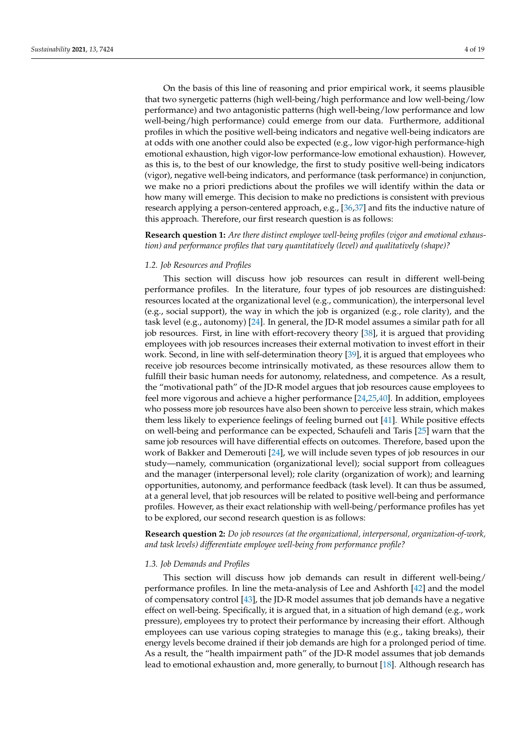On the basis of this line of reasoning and prior empirical work, it seems plausible that two synergetic patterns (high well-being/high performance and low well-being/low performance) and two antagonistic patterns (high well-being/low performance and low well-being/high performance) could emerge from our data. Furthermore, additional profiles in which the positive well-being indicators and negative well-being indicators are at odds with one another could also be expected (e.g., low vigor-high performance-high emotional exhaustion, high vigor-low performance-low emotional exhaustion). However, as this is, to the best of our knowledge, the first to study positive well-being indicators (vigor), negative well-being indicators, and performance (task performance) in conjunction, we make no a priori predictions about the profiles we will identify within the data or how many will emerge. This decision to make no predictions is consistent with previous research applying a person-centered approach, e.g., [36,37] and fits the inductive nature of this approach. Therefore, our first research question is as follows:

**Research question 1:** *Are there distinct employee well-being profiles (vigor and emotional exhaustion) and performance profiles that vary quantitatively (level) and qualitatively (shape)?*

### 1.2. Job Resources and Profiles

This section will discuss how job resources can result in different well-being performance profiles. In the literature, four types of job resources are distinguished: resources located at the organizational level (e.g., communication), the interpersonal level (e.g., social support), the way in which the job is organized (e.g., role clarity), and the task level (e.g., autonomy) [24]. In general, the JD-R model assumes a similar path for all job resources. First, in line with effort-recovery theory [38], it is argued that providing employees with job resources increases their external motivation to invest effort in their work. Second, in line with self-determination theory [39], it is argued that employees who receive job resources become intrinsically motivated, as these resources allow them to fulfill their basic human needs for autonomy, relatedness, and competence. As a result, the "motivational path" of the JD-R model argues that job resources cause employees to feel more vigorous and achieve a higher performance [24,25,40]. In addition, employees who possess more job resources have also been shown to perceive less strain, which makes them less likely to experience feelings of feeling burned out [41]. While positive effects on well-being and performance can be expected, Schaufeli and Taris [25] warn that the same job resources will have differential effects on outcomes. Therefore, based upon the work of Bakker and Demerouti [24], we will include seven types of job resources in our study—namely, communication (organizational level); social support from colleagues and the manager (interpersonal level); role clarity (organization of work); and learning opportunities, autonomy, and performance feedback (task level). It can thus be assumed, at a general level, that job resources will be related to positive well-being and performance profiles. However, as their exact relationship with well-being/performance profiles has yet to be explored, our second research question is as follows:

**Research question 2:** *Do job resources (at the organizational, interpersonal, organization-of-work, and task levels) differentiate employee well-being from performance profile?*

### 1.3. Job Demands and Profiles

This section will discuss how job demands can result in different well-being/performance profiles. In line the meta-analysis of Lee and Ashforth [42] and the model of compensatory control [43], the JD-R model assumes that job demands have a negative effect on well-being. Specifically, it is argued that, in a situation of high demand (e.g., work pressure), employees try to protect their performance by increasing their effort. Although employees can use various coping strategies to manage this (e.g., taking breaks), their energy levels become drained if their job demands are high for a prolonged period of time. As a result, the "health impairment path" of the JD-R model assumes that job demands lead to emotional exhaustion and, more generally, to burnout [18]. Although research has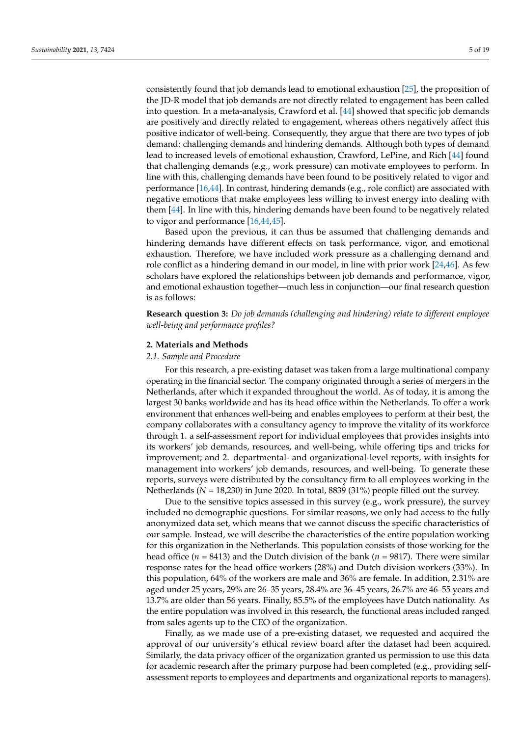consistently found that job demands lead to emotional exhaustion [25], the proposition of the JD-R model that job demands are not directly related to engagement has been called into question. In a meta-analysis, Crawford et al. [44] showed that specific job demands are positively and directly related to engagement, whereas others negatively affect this positive indicator of well-being. Consequently, they argue that there are two types of job demand: challenging demands and hindering demands. Although both types of demand lead to increased levels of emotional exhaustion, Crawford, LePine, and Rich [44] found that challenging demands (e.g., work pressure) can motivate employees to perform. In line with this, challenging demands have been found to be positively related to vigor and performance [16,44]. In contrast, hindering demands (e.g., role conflict) are associated with negative emotions that make employees less willing to invest energy into dealing with them [44]. In line with this, hindering demands have been found to be negatively related to vigor and performance [16,44,45].

Based upon the previous, it can thus be assumed that challenging demands and hindering demands have different effects on task performance, vigor, and emotional exhaustion. Therefore, we have included work pressure as a challenging demand and role conflict as a hindering demand in our model, in line with prior work [24,46]. As few scholars have explored the relationships between job demands and performance, vigor, and emotional exhaustion together—much less in conjunction—our final research question is as follows:

**Research question 3:** *Do job demands (challenging and hindering) relate to different employee well-being and performance profiles?*

## 2. Materials and Methods

### *2.1. Sample and Procedure*

For this research, a pre-existing dataset was taken from a large multinational company operating in the financial sector. The company originated through a series of mergers in the Netherlands, after which it expanded throughout the world. As of today, it is among the largest 30 banks worldwide and has its head office within the Netherlands. To offer a work environment that enhances well-being and enables employees to perform at their best, the company collaborates with a consultancy agency to improve the vitality of its workforce through 1. a self-assessment report for individual employees that provides insights into its workers' job demands, resources, and well-being, while offering tips and tricks for improvement; and 2. departmental- and organizational-level reports, with insights for management into workers' job demands, resources, and well-being. To generate these reports, surveys were distributed by the consultancy firm to all employees working in the Netherlands ($N$ = 18,230) in June 2020. In total, 8839 (31%) people filled out the survey.

Due to the sensitive topics assessed in this survey (e.g., work pressure), the survey included no demographic questions. For similar reasons, we only had access to the fully anonymized data set, which means that we cannot discuss the specific characteristics of our sample. Instead, we will describe the characteristics of the entire population working for this organization in the Netherlands. This population consists of those working for the head office ($n$ = 8413) and the Dutch division of the bank ($n$ = 9817). There were similar response rates for the head office workers (28%) and Dutch division workers (33%). In this population, 64% of the workers are male and 36% are female. In addition, 2.31% are aged under 25 years, 29% are 26–35 years, 28.4% are 36–45 years, 26.7% are 46–55 years and 13.7% are older than 56 years. Finally, 85.5% of the employees have Dutch nationality. As the entire population was involved in this research, the functional areas included ranged from sales agents up to the CEO of the organization.

Finally, as we made use of a pre-existing dataset, we requested and acquired the approval of our university's ethical review board after the dataset had been acquired. Similarly, the data privacy officer of the organization granted us permission to use this data for academic research after the primary purpose had been completed (e.g., providing self-assessment reports to employees and departments and organizational reports to managers).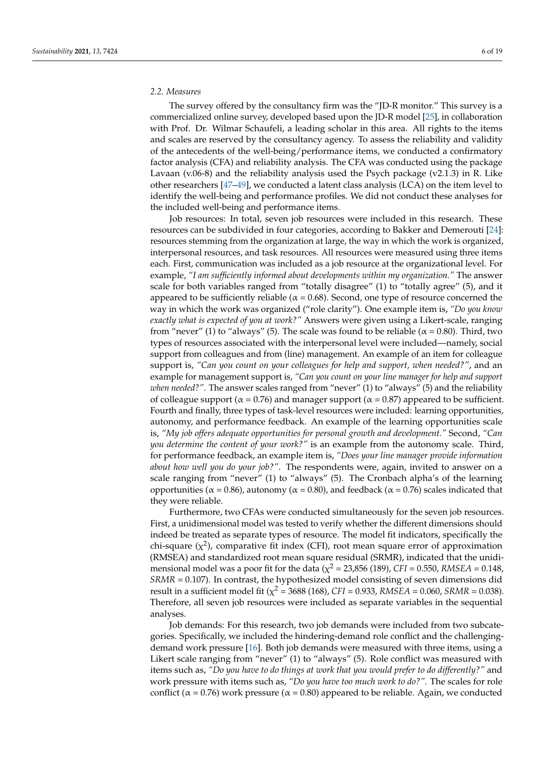### 2.2. Measures

The survey offered by the consultancy firm was the "JD-R monitor." This survey is a commercialized online survey, developed based upon the JD-R model [25], in collaboration with Prof. Dr. Wilmar Schaufeli, a leading scholar in this area. All rights to the items and scales are reserved by the consultancy agency. To assess the reliability and validity of the antecedents of the well-being/performance items, we conducted a confirmatory factor analysis (CFA) and reliability analysis. The CFA was conducted using the package Lavaan (v.06-8) and the reliability analysis used the Psych package (v2.1.3) in R. Like other researchers [47–49], we conducted a latent class analysis (LCA) on the item level to identify the well-being and performance profiles. We did not conduct these analyses for the included well-being and performance items.

Job resources: In total, seven job resources were included in this research. These resources can be subdivided in four categories, according to Bakker and Demerouti [24]: resources stemming from the organization at large, the way in which the work is organized, interpersonal resources, and task resources. All resources were measured using three items each. First, communication was included as a job resource at the organizational level. For example, *"I am sufficiently informed about developments within my organization."* The answer scale for both variables ranged from "totally disagree" (1) to "totally agree" (5), and it appeared to be sufficiently reliable ($\alpha = 0.68$). Second, one type of resource concerned the way in which the work was organized ("role clarity"). One example item is, *"Do you know exactly what is expected of you at work?"* Answers were given using a Likert-scale, ranging from "never" (1) to "always" (5). The scale was found to be reliable ($\alpha = 0.80$). Third, two types of resources associated with the interpersonal level were included—namely, social support from colleagues and from (line) management. An example of an item for colleague support is, *"Can you count on your colleagues for help and support, when needed?"*, and an example for management support is, *"Can you count on your line manager for help and support when needed?"*. The answer scales ranged from "never" (1) to "always" (5) and the reliability of colleague support ($\alpha = 0.76$) and manager support ($\alpha = 0.87$) appeared to be sufficient. Fourth and finally, three types of task-level resources were included: learning opportunities, autonomy, and performance feedback. An example of the learning opportunities scale is, *"My job offers adequate opportunities for personal growth and development."* Second, *"Can you determine the content of your work?"* is an example from the autonomy scale. Third, for performance feedback, an example item is, *"Does your line manager provide information about how well you do your job?"*. The respondents were, again, invited to answer on a scale ranging from "never" (1) to "always" (5). The Cronbach alpha's of the learning opportunities ($\alpha = 0.86$), autonomy ($\alpha = 0.80$), and feedback ($\alpha = 0.76$) scales indicated that they were reliable.

Furthermore, two CFAs were conducted simultaneously for the seven job resources. First, a unidimensional model was tested to verify whether the different dimensions should indeed be treated as separate types of resource. The model fit indicators, specifically the chi-square ($\chi^2$), comparative fit index (CFI), root mean square error of approximation (RMSEA) and standardized root mean square residual (SRMR), indicated that the unidimensional model was a poor fit for the data ($\chi^2$ = 23,856 (189), *CFI* = 0.550, *RMSEA* = 0.148, *SRMR* = 0.107). In contrast, the hypothesized model consisting of seven dimensions did result in a sufficient model fit ($\chi^2$ = 3688 (168), *CFI* = 0.933, *RMSEA* = 0.060, *SRMR* = 0.038). Therefore, all seven job resources were included as separate variables in the sequential analyses.

Job demands: For this research, two job demands were included from two subcategories. Specifically, we included the hindering-demand role conflict and the challenging-demand work pressure [16]. Both job demands were measured with three items, using a Likert scale ranging from "never" (1) to "always" (5). Role conflict was measured with items such as, *"Do you have to do things at work that you would prefer to do differently?"* and work pressure with items such as, *"Do you have too much work to do?"*. The scales for role conflict ($\alpha = 0.76$) work pressure ($\alpha = 0.80$) appeared to be reliable. Again, we conducted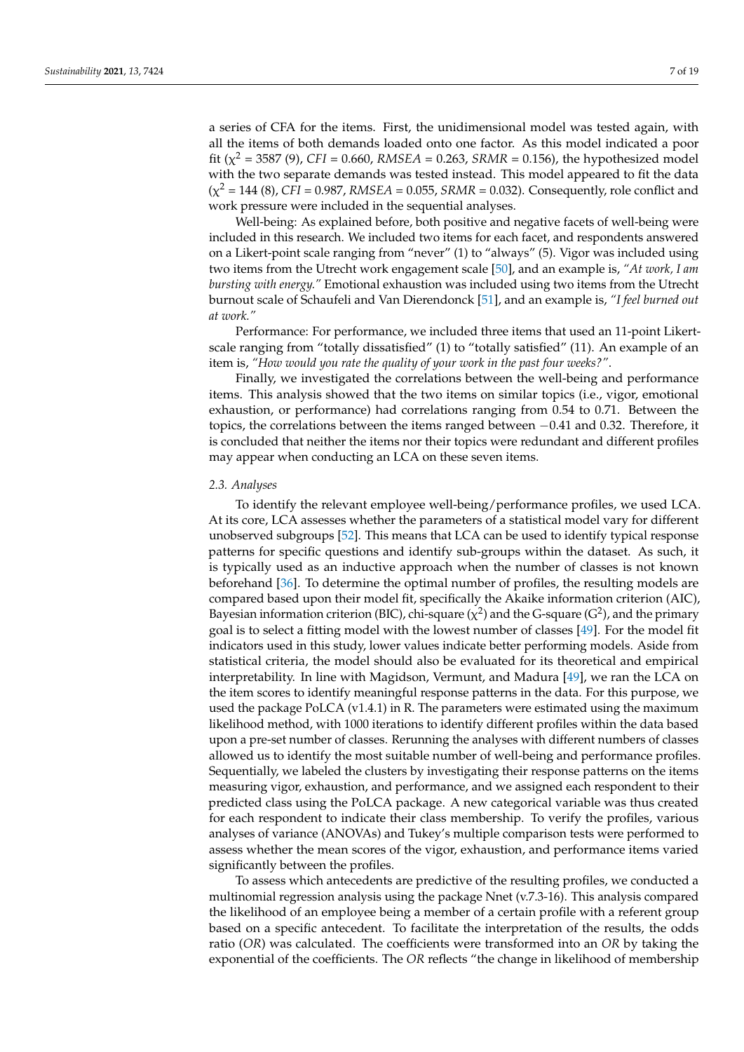a series of CFA for the items. First, the unidimensional model was tested again, with all the items of both demands loaded onto one factor. As this model indicated a poor fit ($\chi^2$ = 3587 (9), *CFI* = 0.660, *RMSEA* = 0.263, *SRMR* = 0.156), the hypothesized model with the two separate demands was tested instead. This model appeared to fit the data ($\chi^2$ = 144 (8), *CFI* = 0.987, *RMSEA* = 0.055, *SRMR* = 0.032). Consequently, role conflict and work pressure were included in the sequential analyses.

Well-being: As explained before, both positive and negative facets of well-being were included in this research. We included two items for each facet, and respondents answered on a Likert-point scale ranging from "never" (1) to "always" (5). Vigor was included using two items from the Utrecht work engagement scale [50], and an example is, *"At work, I am bursting with energy."* Emotional exhaustion was included using two items from the Utrecht burnout scale of Schaufeli and Van Dierendonck [51], and an example is, *"I feel burned out at work."*

Performance: For performance, we included three items that used an 11-point Likert-scale ranging from "totally dissatisfied" (1) to "totally satisfied" (11). An example of an item is, *"How would you rate the quality of your work in the past four weeks?"*.

Finally, we investigated the correlations between the well-being and performance items. This analysis showed that the two items on similar topics (i.e., vigor, emotional exhaustion, or performance) had correlations ranging from 0.54 to 0.71. Between the topics, the correlations between the items ranged between −0.41 and 0.32. Therefore, it is concluded that neither the items nor their topics were redundant and different profiles may appear when conducting an LCA on these seven items.

### 2.3. Analyses

To identify the relevant employee well-being/performance profiles, we used LCA. At its core, LCA assesses whether the parameters of a statistical model vary for different unobserved subgroups [52]. This means that LCA can be used to identify typical response patterns for specific questions and identify sub-groups within the dataset. As such, it is typically used as an inductive approach when the number of classes is not known beforehand [36]. To determine the optimal number of profiles, the resulting models are compared based upon their model fit, specifically the Akaike information criterion (AIC), Bayesian information criterion (BIC), chi-square ($\chi^2$) and the G-square ($G^2$), and the primary goal is to select a fitting model with the lowest number of classes [49]. For the model fit indicators used in this study, lower values indicate better performing models. Aside from statistical criteria, the model should also be evaluated for its theoretical and empirical interpretability. In line with Magidson, Vermunt, and Madura [49], we ran the LCA on the item scores to identify meaningful response patterns in the data. For this purpose, we used the package PoLCA (v1.4.1) in R. The parameters were estimated using the maximum likelihood method, with 1000 iterations to identify different profiles within the data based upon a pre-set number of classes. Rerunning the analyses with different numbers of classes allowed us to identify the most suitable number of well-being and performance profiles. Sequentially, we labeled the clusters by investigating their response patterns on the items measuring vigor, exhaustion, and performance, and we assigned each respondent to their predicted class using the PoLCA package. A new categorical variable was thus created for each respondent to indicate their class membership. To verify the profiles, various analyses of variance (ANOVAs) and Tukey's multiple comparison tests were performed to assess whether the mean scores of the vigor, exhaustion, and performance items varied significantly between the profiles.

To assess which antecedents are predictive of the resulting profiles, we conducted a multinomial regression analysis using the package Nnet (v.7.3-16). This analysis compared the likelihood of an employee being a member of a certain profile with a referent group based on a specific antecedent. To facilitate the interpretation of the results, the odds ratio (*OR*) was calculated. The coefficients were transformed into an *OR* by taking the exponential of the coefficients. The *OR* reflects "the change in likelihood of membership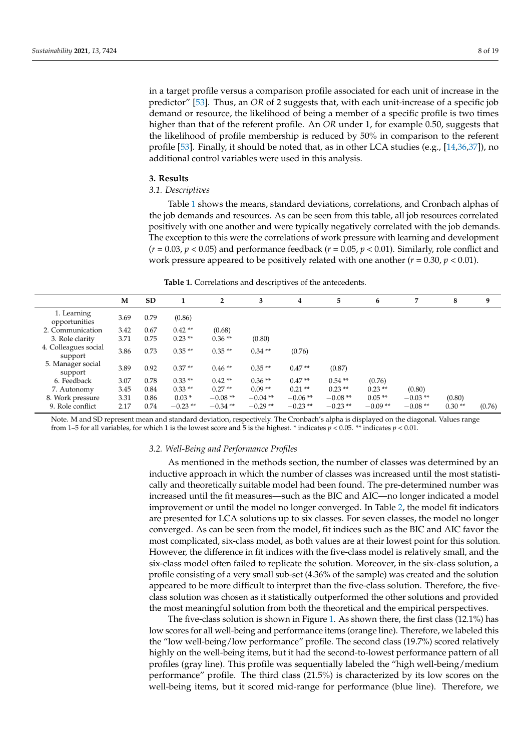in a target profile versus a comparison profile associated for each unit of increase in the predictor" [53]. Thus, an *OR* of 2 suggests that, with each unit-increase of a specific job demand or resource, the likelihood of being a member of a specific profile is two times higher than that of the referent profile. An *OR* under 1, for example 0.50, suggests that the likelihood of profile membership is reduced by 50% in comparison to the referent profile [53]. Finally, it should be noted that, as in other LCA studies (e.g., [14,36,37]), no additional control variables were used in this analysis.

## 3. Results

### 3.1. Descriptives

Table 1 shows the means, standard deviations, correlations, and Cronbach alphas of the job demands and resources. As can be seen from this table, all job resources correlated positively with one another and were typically negatively correlated with the job demands. The exception to this were the correlations of work pressure with learning and development ($r = 0.03$, $p < 0.05$) and performance feedback ($r = 0.05$, $p < 0.01$). Similarly, role conflict and work pressure appeared to be positively related with one another ($r = 0.30$, $p < 0.01$).

**Table 1.** Correlations and descriptives of the antecedents.

| | M | SD | 1 | 2 | 3 | 4 | 5 | 6 | 7 | 8 | 9 |
|---|---|---|---|---|---|---|---|---|---|---|---|
| 1. Learning opportunities | 3.69 | 0.79 | (0.86) | | | | | | | | |
| 2. Communication | 3.42 | 0.67 | 0.42 ** | (0.68) | | | | | | | |
| 3. Role clarity | 3.71 | 0.75 | 0.23 ** | 0.36 ** | (0.80) | | | | | | |
| 4. Colleagues social support | 3.86 | 0.73 | 0.35 ** | 0.35 ** | 0.34 ** | (0.76) | | | | | |
| 5. Manager social support | 3.89 | 0.92 | 0.37 ** | 0.46 ** | 0.35 ** | 0.47 ** | (0.87) | | | | |
| 6. Feedback | 3.07 | 0.78 | 0.33 ** | 0.42 ** | 0.36 ** | 0.47 ** | 0.54 ** | (0.76) | | | |
| 7. Autonomy | 3.45 | 0.84 | 0.33 ** | 0.27 ** | 0.09 ** | 0.21 ** | 0.23 ** | 0.23 ** | (0.80) | | |
| 8. Work pressure | 3.31 | 0.86 | 0.03 * | −0.08 ** | −0.04 ** | −0.06 ** | −0.08 ** | 0.05 ** | −0.03 ** | (0.80) | |
| 9. Role conflict | 2.17 | 0.74 | −0.23 ** | −0.34 ** | −0.29 ** | −0.23 ** | −0.23 ** | −0.09 ** | −0.08 ** | 0.30 ** | (0.76) |

Note. M and SD represent mean and standard deviation, respectively. The Cronbach's alpha is displayed on the diagonal. Values range from 1–5 for all variables, for which 1 is the lowest score and 5 is the highest. * indicates $p < 0.05$. ** indicates $p < 0.01$.

### 3.2. Well-Being and Performance Profiles

As mentioned in the methods section, the number of classes was determined by an inductive approach in which the number of classes was increased until the most statistically and theoretically suitable model had been found. The pre-determined number was increased until the fit measures—such as the BIC and AIC—no longer indicated a model improvement or until the model no longer converged. In Table 2, the model fit indicators are presented for LCA solutions up to six classes. For seven classes, the model no longer converged. As can be seen from the model, fit indices such as the BIC and AIC favor the most complicated, six-class model, as both values are at their lowest point for this solution. However, the difference in fit indices with the five-class model is relatively small, and the six-class model often failed to replicate the solution. Moreover, in the six-class solution, a profile consisting of a very small sub-set (4.36% of the sample) was created and the solution appeared to be more difficult to interpret than the five-class solution. Therefore, the five-class solution was chosen as it statistically outperformed the other solutions and provided the most meaningful solution from both the theoretical and the empirical perspectives.

The five-class solution is shown in Figure 1. As shown there, the first class (12.1%) has low scores for all well-being and performance items (orange line). Therefore, we labeled this the "low well-being/low performance" profile. The second class (19.7%) scored relatively highly on the well-being items, but it had the second-to-lowest performance pattern of all profiles (gray line). This profile was sequentially labeled the "high well-being/medium performance" profile. The third class (21.5%) is characterized by its low scores on the well-being items, but it scored mid-range for performance (blue line). Therefore, we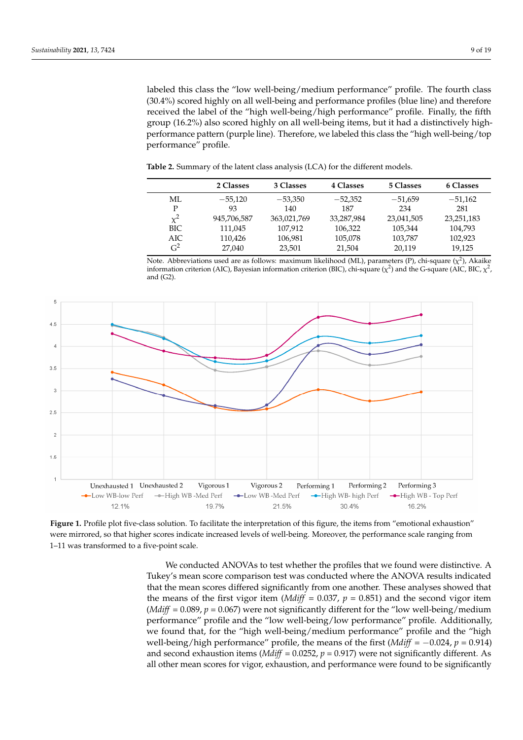labeled this class the "low well-being/medium performance" profile. The fourth class (30.4%) scored highly on all well-being and performance profiles (blue line) and therefore received the label of the "high well-being/high performance" profile. Finally, the fifth group (16.2%) also scored highly on all well-being items, but it had a distinctively high-performance pattern (purple line). Therefore, we labeled this class the "high well-being/top performance" profile.

**Table 2.** Summary of the latent class analysis (LCA) for the different models.

| | 2 Classes | 3 Classes | 4 Classes | 5 Classes | 6 Classes |
|---|---|---|---|---|---|
| ML | −55,120 | −53,350 | −52,352 | −51,659 | −51,162 |
| P | 93 | 140 | 187 | 234 | 281 |
| $\chi^2$ | 945,706,587 | 363,021,769 | 33,287,984 | 23,041,505 | 23,251,183 |
| BIC | 111,045 | 107,912 | 106,322 | 105,344 | 104,793 |
| AIC | 110,426 | 106,981 | 105,078 | 103,787 | 102,923 |
| $G^2$ | 27,040 | 23,501 | 21,504 | 20,119 | 19,125 |

Note. Abbreviations used are as follows: maximum likelihood (ML), parameters (P), chi-square ($\chi^2$), Akaike information criterion (AIC), Bayesian information criterion (BIC), chi-square ($\chi^2$) and the G-square (AIC, BIC, $\chi^2$, and (G2).

**Figure 1.** Profile plot five-class solution. To facilitate the interpretation of this figure, the items from "emotional exhaustion" were mirrored, so that higher scores indicate increased levels of well-being. Moreover, the performance scale ranging from 1–11 was transformed to a five-point scale.

We conducted ANOVAs to test whether the profiles that we found were distinctive. A Tukey's mean score comparison test was conducted where the ANOVA results indicated that the mean scores differed significantly from one another. These analyses showed that the means of the first vigor item (*Mdiff* = 0.037, $p$ = 0.851) and the second vigor item (*Mdiff* = 0.089, $p$ = 0.067) were not significantly different for the "low well-being/medium performance" profile and the "low well-being/low performance" profile. Additionally, we found that, for the "high well-being/medium performance" profile and the "high well-being/high performance" profile, the means of the first (*Mdiff* = −0.024, $p$ = 0.914) and second exhaustion items (*Mdiff* = 0.0252, $p$ = 0.917) were not significantly different. As all other mean scores for vigor, exhaustion, and performance were found to be significantly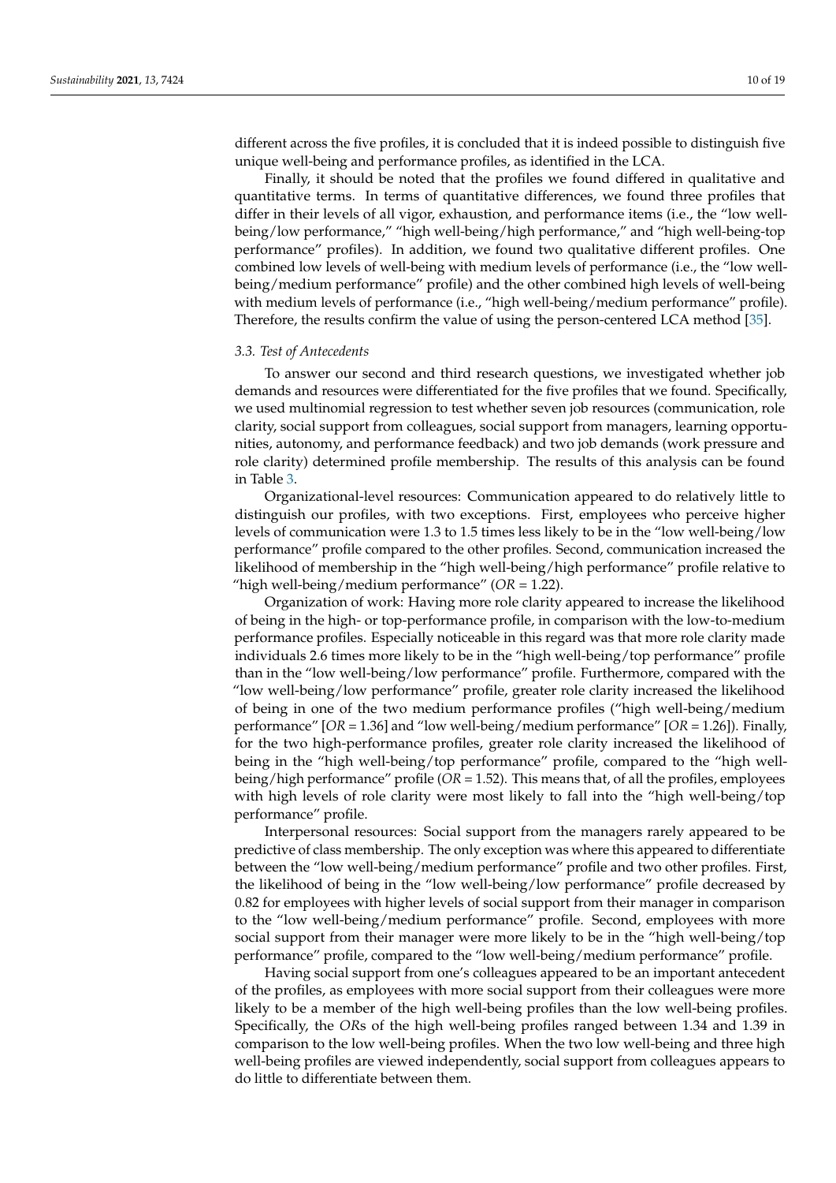different across the five profiles, it is concluded that it is indeed possible to distinguish five unique well-being and performance profiles, as identified in the LCA.

Finally, it should be noted that the profiles we found differed in qualitative and quantitative terms. In terms of quantitative differences, we found three profiles that differ in their levels of all vigor, exhaustion, and performance items (i.e., the "low well-being/low performance," "high well-being/high performance," and "high well-being-top performance" profiles). In addition, we found two qualitative different profiles. One combined low levels of well-being with medium levels of performance (i.e., the "low well-being/medium performance" profile) and the other combined high levels of well-being with medium levels of performance (i.e., "high well-being/medium performance" profile). Therefore, the results confirm the value of using the person-centered LCA method [35].

### *3.3. Test of Antecedents*

To answer our second and third research questions, we investigated whether job demands and resources were differentiated for the five profiles that we found. Specifically, we used multinomial regression to test whether seven job resources (communication, role clarity, social support from colleagues, social support from managers, learning opportunities, autonomy, and performance feedback) and two job demands (work pressure and role clarity) determined profile membership. The results of this analysis can be found in Table 3.

Organizational-level resources: Communication appeared to do relatively little to distinguish our profiles, with two exceptions. First, employees who perceive higher levels of communication were 1.3 to 1.5 times less likely to be in the "low well-being/low performance" profile compared to the other profiles. Second, communication increased the likelihood of membership in the "high well-being/high performance" profile relative to "high well-being/medium performance" (*OR* = 1.22).

Organization of work: Having more role clarity appeared to increase the likelihood of being in the high- or top-performance profile, in comparison with the low-to-medium performance profiles. Especially noticeable in this regard was that more role clarity made individuals 2.6 times more likely to be in the "high well-being/top performance" profile than in the "low well-being/low performance" profile. Furthermore, compared with the "low well-being/low performance" profile, greater role clarity increased the likelihood of being in one of the two medium performance profiles ("high well-being/medium performance" [*OR* = 1.36] and "low well-being/medium performance" [*OR* = 1.26]). Finally, for the two high-performance profiles, greater role clarity increased the likelihood of being in the "high well-being/top performance" profile, compared to the "high well-being/high performance" profile (*OR* = 1.52). This means that, of all the profiles, employees with high levels of role clarity were most likely to fall into the "high well-being/top performance" profile.

Interpersonal resources: Social support from the managers rarely appeared to be predictive of class membership. The only exception was where this appeared to differentiate between the "low well-being/medium performance" profile and two other profiles. First, the likelihood of being in the "low well-being/low performance" profile decreased by 0.82 for employees with higher levels of social support from their manager in comparison to the "low well-being/medium performance" profile. Second, employees with more social support from their manager were more likely to be in the "high well-being/top performance" profile, compared to the "low well-being/medium performance" profile.

Having social support from one's colleagues appeared to be an important antecedent of the profiles, as employees with more social support from their colleagues were more likely to be a member of the high well-being profiles than the low well-being profiles. Specifically, the *OR*s of the high well-being profiles ranged between 1.34 and 1.39 in comparison to the low well-being profiles. When the two low well-being and three high well-being profiles are viewed independently, social support from colleagues appears to do little to differentiate between them.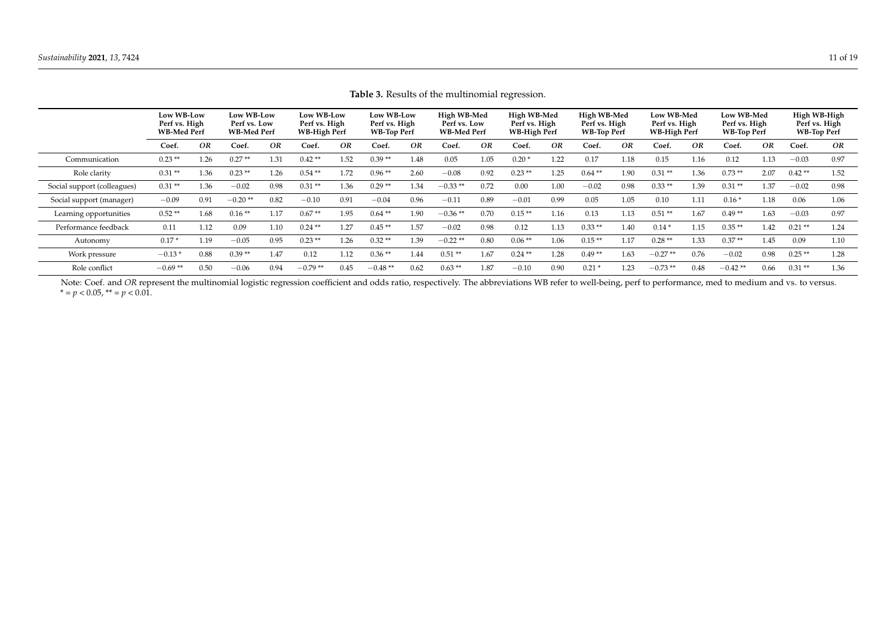**Table 3.** Results of the multinomial regression.

| | Low WB-Low Perf vs. High WB-Med Perf | | Low WB-Low Perf vs. Low WB-Med Perf | | Low WB-Low Perf vs. High WB-High Perf | | Low WB-Low Perf vs. High WB-Top Perf | | High WB-Med Perf vs. Low WB-Med Perf | | High WB-Med Perf vs. High WB-High Perf | | High WB-Med Perf vs. High WB-Top Perf | | Low WB-Med Perf vs. High WB-High Perf | | Low WB-Med Perf vs. High WB-Top Perf | | High WB-High Perf vs. High WB-Top Perf | |
|---|---|---|---|---|---|---|---|---|---|---|---|---|---|---|---|---|---|---|---|---|
| | Coef. | *OR* | Coef. | *OR* | Coef. | *OR* | Coef. | *OR* | Coef. | *OR* | Coef. | *OR* | Coef. | *OR* | Coef. | *OR* | Coef. | *OR* | Coef. | *OR* |
| Communication | 0.23 ** | 1.26 | 0.27 ** | 1.31 | 0.42 ** | 1.52 | 0.39 ** | 1.48 | 0.05 | 1.05 | 0.20 * | 1.22 | 0.17 | 1.18 | 0.15 | 1.16 | 0.12 | 1.13 | −0.03 | 0.97 |
| Role clarity | 0.31 ** | 1.36 | 0.23 ** | 1.26 | 0.54 ** | 1.72 | 0.96 ** | 2.60 | −0.08 | 0.92 | 0.23 ** | 1.25 | 0.64 ** | 1.90 | 0.31 ** | 1.36 | 0.73 ** | 2.07 | 0.42 ** | 1.52 |
| Social support (colleagues) | 0.31 ** | 1.36 | −0.02 | 0.98 | 0.31 ** | 1.36 | 0.29 ** | 1.34 | −0.33 ** | 0.72 | 0.00 | 1.00 | −0.02 | 0.98 | 0.33 ** | 1.39 | 0.31 ** | 1.37 | −0.02 | 0.98 |
| Social support (manager) | −0.09 | 0.91 | −0.20 ** | 0.82 | −0.10 | 0.91 | −0.04 | 0.96 | −0.11 | 0.89 | −0.01 | 0.99 | 0.05 | 1.05 | 0.10 | 1.11 | 0.16 * | 1.18 | 0.06 | 1.06 |
| Learning opportunities | 0.52 ** | 1.68 | 0.16 ** | 1.17 | 0.67 ** | 1.95 | 0.64 ** | 1.90 | −0.36 ** | 0.70 | 0.15 ** | 1.16 | 0.13 | 1.13 | 0.51 ** | 1.67 | 0.49 ** | 1.63 | −0.03 | 0.97 |
| Performance feedback | 0.11 | 1.12 | 0.09 | 1.10 | 0.24 ** | 1.27 | 0.45 ** | 1.57 | −0.02 | 0.98 | 0.12 | 1.13 | 0.33 ** | 1.40 | 0.14 * | 1.15 | 0.35 ** | 1.42 | 0.21 ** | 1.24 |
| Autonomy | 0.17 * | 1.19 | −0.05 | 0.95 | 0.23 ** | 1.26 | 0.32 ** | 1.39 | −0.22 ** | 0.80 | 0.06 ** | 1.06 | 0.15 ** | 1.17 | 0.28 ** | 1.33 | 0.37 ** | 1.45 | 0.09 | 1.10 |
| Work pressure | −0.13 * | 0.88 | 0.39 ** | 1.47 | 0.12 | 1.12 | 0.36 ** | 1.44 | 0.51 ** | 1.67 | 0.24 ** | 1.28 | 0.49 ** | 1.63 | −0.27 ** | 0.76 | −0.02 | 0.98 | 0.25 ** | 1.28 |
| Role conflict | −0.69 ** | 0.50 | −0.06 | 0.94 | −0.79 ** | 0.45 | −0.48 ** | 0.62 | 0.63 ** | 1.87 | −0.10 | 0.90 | 0.21 * | 1.23 | −0.73 ** | 0.48 | −0.42 ** | 0.66 | 0.31 ** | 1.36 |

Note: Coef. and *OR* represent the multinomial logistic regression coefficient and odds ratio, respectively. The abbreviations WB refer to well-being, perf to performance, med to medium and vs. to versus. * = $p < 0.05$, ** = $p < 0.01$.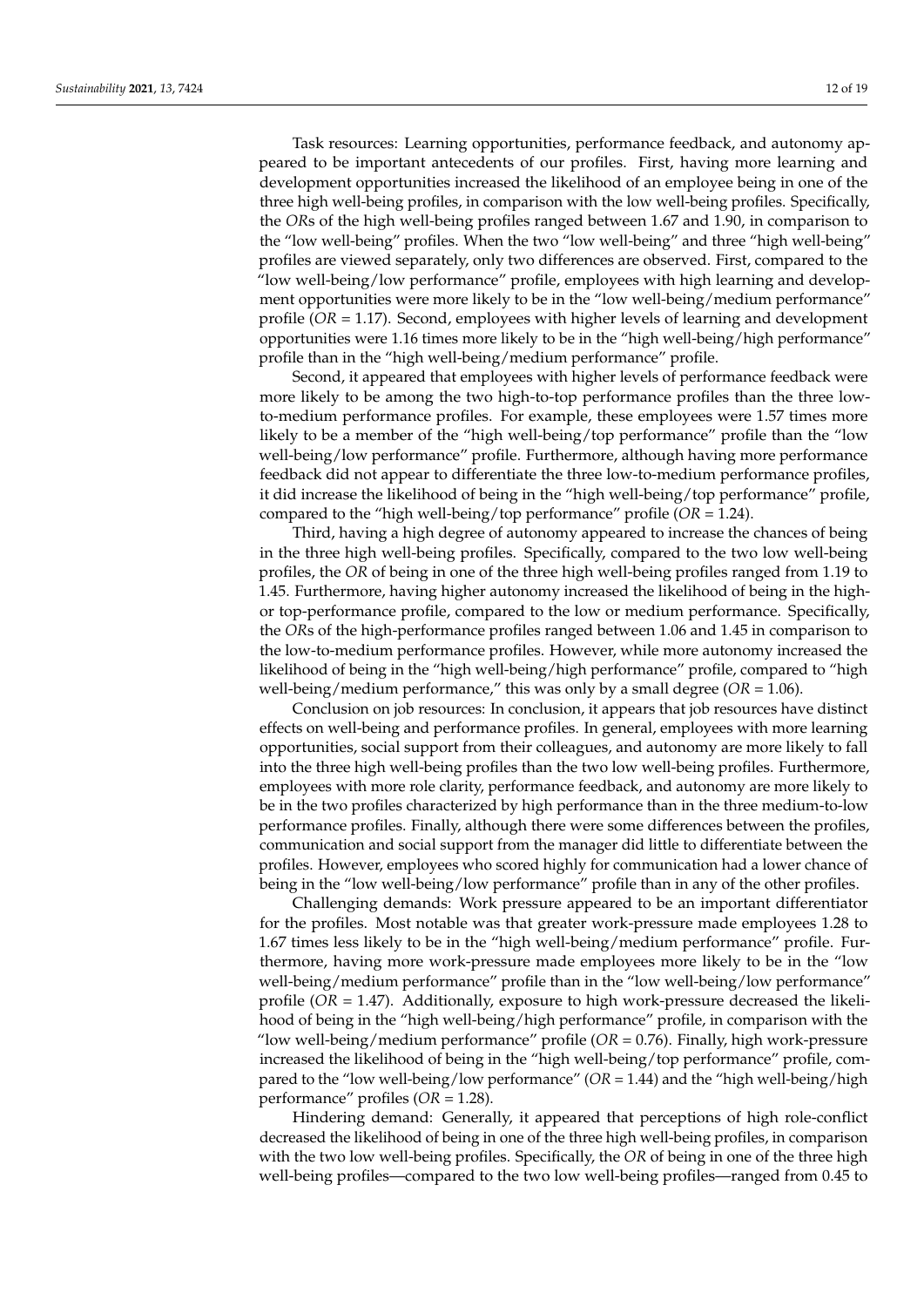Task resources: Learning opportunities, performance feedback, and autonomy appeared to be important antecedents of our profiles. First, having more learning and development opportunities increased the likelihood of an employee being in one of the three high well-being profiles, in comparison with the low well-being profiles. Specifically, the *OR*s of the high well-being profiles ranged between 1.67 and 1.90, in comparison to the "low well-being" profiles. When the two "low well-being" and three "high well-being" profiles are viewed separately, only two differences are observed. First, compared to the "low well-being/low performance" profile, employees with high learning and development opportunities were more likely to be in the "low well-being/medium performance" profile (*OR* = 1.17). Second, employees with higher levels of learning and development opportunities were 1.16 times more likely to be in the "high well-being/high performance" profile than in the "high well-being/medium performance" profile.

Second, it appeared that employees with higher levels of performance feedback were more likely to be among the two high-to-top performance profiles than the three low-to-medium performance profiles. For example, these employees were 1.57 times more likely to be a member of the "high well-being/top performance" profile than the "low well-being/low performance" profile. Furthermore, although having more performance feedback did not appear to differentiate the three low-to-medium performance profiles, it did increase the likelihood of being in the "high well-being/top performance" profile, compared to the "high well-being/top performance" profile (*OR* = 1.24).

Third, having a high degree of autonomy appeared to increase the chances of being in the three high well-being profiles. Specifically, compared to the two low well-being profiles, the *OR* of being in one of the three high well-being profiles ranged from 1.19 to 1.45. Furthermore, having higher autonomy increased the likelihood of being in the high- or top-performance profile, compared to the low or medium performance. Specifically, the *OR*s of the high-performance profiles ranged between 1.06 and 1.45 in comparison to the low-to-medium performance profiles. However, while more autonomy increased the likelihood of being in the "high well-being/high performance" profile, compared to "high well-being/medium performance," this was only by a small degree (*OR* = 1.06).

Conclusion on job resources: In conclusion, it appears that job resources have distinct effects on well-being and performance profiles. In general, employees with more learning opportunities, social support from their colleagues, and autonomy are more likely to fall into the three high well-being profiles than the two low well-being profiles. Furthermore, employees with more role clarity, performance feedback, and autonomy are more likely to be in the two profiles characterized by high performance than in the three medium-to-low performance profiles. Finally, although there were some differences between the profiles, communication and social support from the manager did little to differentiate between the profiles. However, employees who scored highly for communication had a lower chance of being in the "low well-being/low performance" profile than in any of the other profiles.

Challenging demands: Work pressure appeared to be an important differentiator for the profiles. Most notable was that greater work-pressure made employees 1.28 to 1.67 times less likely to be in the "high well-being/medium performance" profile. Furthermore, having more work-pressure made employees more likely to be in the "low well-being/medium performance" profile than in the "low well-being/low performance" profile (*OR* = 1.47). Additionally, exposure to high work-pressure decreased the likelihood of being in the "high well-being/high performance" profile, in comparison with the "low well-being/medium performance" profile (*OR* = 0.76). Finally, high work-pressure increased the likelihood of being in the "high well-being/top performance" profile, compared to the "low well-being/low performance" (*OR* = 1.44) and the "high well-being/high performance" profiles (*OR* = 1.28).

Hindering demand: Generally, it appeared that perceptions of high role-conflict decreased the likelihood of being in one of the three high well-being profiles, in comparison with the two low well-being profiles. Specifically, the *OR* of being in one of the three high well-being profiles—compared to the two low well-being profiles—ranged from 0.45 to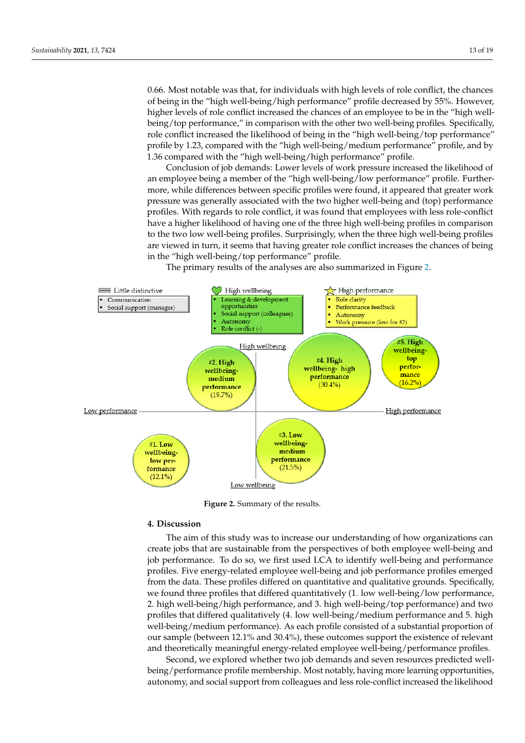0.66. Most notable was that, for individuals with high levels of role conflict, the chances of being in the "high well-being/high performance" profile decreased by 55%. However, higher levels of role conflict increased the chances of an employee to be in the "high well-being/top performance," in comparison with the other two well-being profiles. Specifically, role conflict increased the likelihood of being in the "high well-being/top performance" profile by 1.23, compared with the "high well-being/medium performance" profile, and by 1.36 compared with the "high well-being/high performance" profile.

Conclusion of job demands: Lower levels of work pressure increased the likelihood of an employee being a member of the "high well-being/low performance" profile. Furthermore, while differences between specific profiles were found, it appeared that greater work pressure was generally associated with the two higher well-being and (top) performance profiles. With regards to role conflict, it was found that employees with less role-conflict have a higher likelihood of having one of the three high well-being profiles in comparison to the two low well-being profiles. Surprisingly, when the three high well-being profiles are viewed in turn, it seems that having greater role conflict increases the chances of being in the "high well-being/top performance" profile.

The primary results of the analyses are also summarized in Figure 2.

**Figure 2.** Summary of the results.

## 4. Discussion

The aim of this study was to increase our understanding of how organizations can create jobs that are sustainable from the perspectives of both employee well-being and job performance. To do so, we first used LCA to identify well-being and performance profiles. Five energy-related employee well-being and job performance profiles emerged from the data. These profiles differed on quantitative and qualitative grounds. Specifically, we found three profiles that differed quantitatively (1. low well-being/low performance, 2. high well-being/high performance, and 3. high well-being/top performance) and two profiles that differed qualitatively (4. low well-being/medium performance and 5. high well-being/medium performance). As each profile consisted of a substantial proportion of our sample (between 12.1% and 30.4%), these outcomes support the existence of relevant and theoretically meaningful energy-related employee well-being/performance profiles.

Second, we explored whether two job demands and seven resources predicted well-being/performance profile membership. Most notably, having more learning opportunities, autonomy, and social support from colleagues and less role-conflict increased the likelihood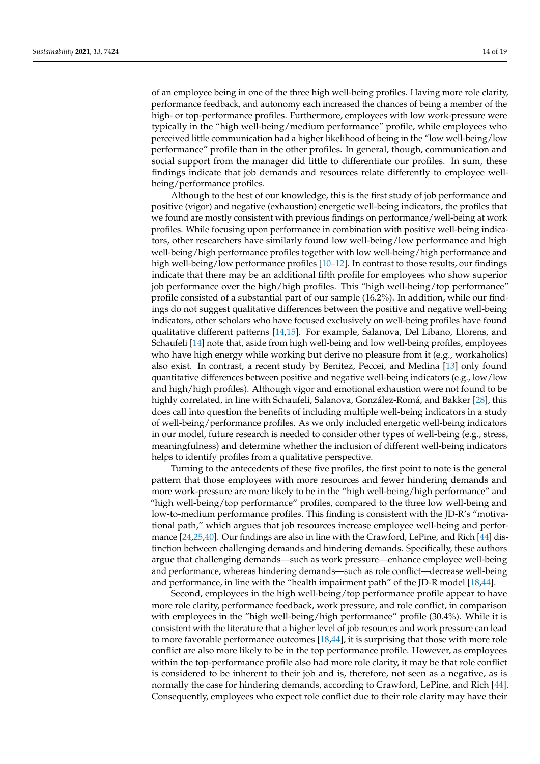of an employee being in one of the three high well-being profiles. Having more role clarity, performance feedback, and autonomy each increased the chances of being a member of the high- or top-performance profiles. Furthermore, employees with low work-pressure were typically in the "high well-being/medium performance" profile, while employees who perceived little communication had a higher likelihood of being in the "low well-being/low performance" profile than in the other profiles. In general, though, communication and social support from the manager did little to differentiate our profiles. In sum, these findings indicate that job demands and resources relate differently to employee well-being/performance profiles.

Although to the best of our knowledge, this is the first study of job performance and positive (vigor) and negative (exhaustion) energetic well-being indicators, the profiles that we found are mostly consistent with previous findings on performance/well-being at work profiles. While focusing upon performance in combination with positive well-being indicators, other researchers have similarly found low well-being/low performance and high well-being/high performance profiles together with low well-being/high performance and high well-being/low performance profiles [10–12]. In contrast to those results, our findings indicate that there may be an additional fifth profile for employees who show superior job performance over the high/high profiles. This "high well-being/top performance" profile consisted of a substantial part of our sample (16.2%). In addition, while our findings do not suggest qualitative differences between the positive and negative well-being indicators, other scholars who have focused exclusively on well-being profiles have found qualitative different patterns [14,15]. For example, Salanova, Del Líbano, Llorens, and Schaufeli [14] note that, aside from high well-being and low well-being profiles, employees who have high energy while working but derive no pleasure from it (e.g., workaholics) also exist. In contrast, a recent study by Benitez, Peccei, and Medina [13] only found quantitative differences between positive and negative well-being indicators (e.g., low/low and high/high profiles). Although vigor and emotional exhaustion were not found to be highly correlated, in line with Schaufeli, Salanova, González-Romá, and Bakker [28], this does call into question the benefits of including multiple well-being indicators in a study of well-being/performance profiles. As we only included energetic well-being indicators in our model, future research is needed to consider other types of well-being (e.g., stress, meaningfulness) and determine whether the inclusion of different well-being indicators helps to identify profiles from a qualitative perspective.

Turning to the antecedents of these five profiles, the first point to note is the general pattern that those employees with more resources and fewer hindering demands and more work-pressure are more likely to be in the "high well-being/high performance" and "high well-being/top performance" profiles, compared to the three low well-being and low-to-medium performance profiles. This finding is consistent with the JD-R's "motivational path," which argues that job resources increase employee well-being and performance [24,25,40]. Our findings are also in line with the Crawford, LePine, and Rich [44] distinction between challenging demands and hindering demands. Specifically, these authors argue that challenging demands—such as work pressure—enhance employee well-being and performance, whereas hindering demands—such as role conflict—decrease well-being and performance, in line with the "health impairment path" of the JD-R model [18,44].

Second, employees in the high well-being/top performance profile appear to have more role clarity, performance feedback, work pressure, and role conflict, in comparison with employees in the "high well-being/high performance" profile (30.4%). While it is consistent with the literature that a higher level of job resources and work pressure can lead to more favorable performance outcomes [18,44], it is surprising that those with more role conflict are also more likely to be in the top performance profile. However, as employees within the top-performance profile also had more role clarity, it may be that role conflict is considered to be inherent to their job and is, therefore, not seen as a negative, as is normally the case for hindering demands, according to Crawford, LePine, and Rich [44]. Consequently, employees who expect role conflict due to their role clarity may have their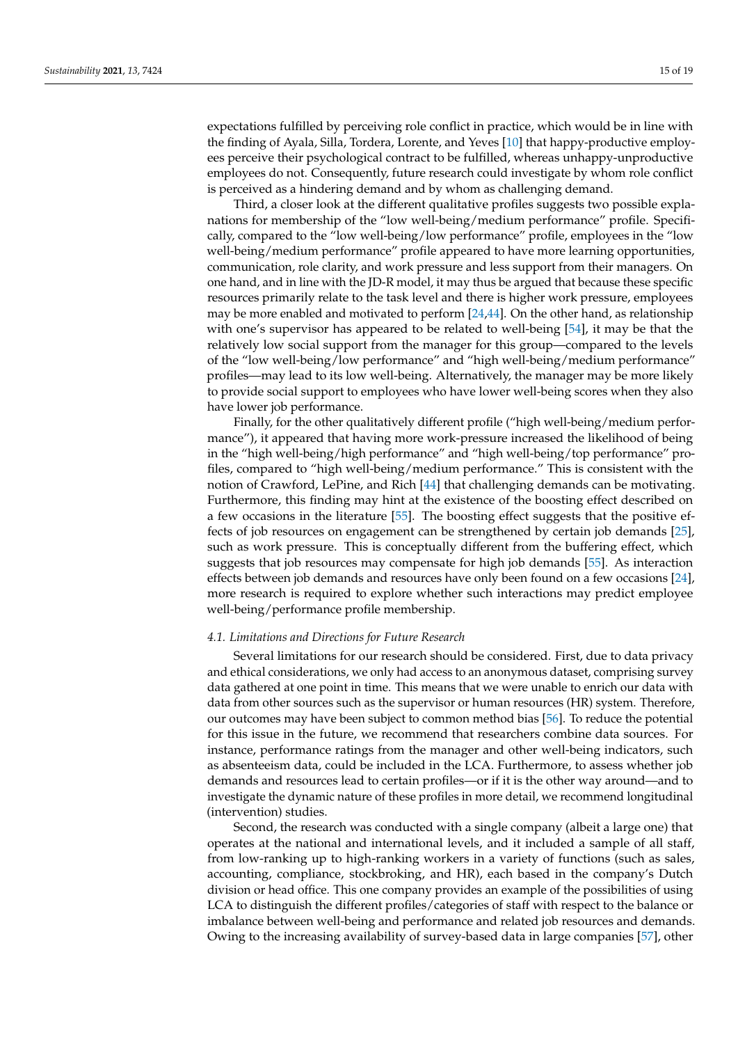expectations fulfilled by perceiving role conflict in practice, which would be in line with the finding of Ayala, Silla, Tordera, Lorente, and Yeves [10] that happy-productive employees perceive their psychological contract to be fulfilled, whereas unhappy-unproductive employees do not. Consequently, future research could investigate by whom role conflict is perceived as a hindering demand and by whom as challenging demand.

Third, a closer look at the different qualitative profiles suggests two possible explanations for membership of the "low well-being/medium performance" profile. Specifically, compared to the "low well-being/low performance" profile, employees in the "low well-being/medium performance" profile appeared to have more learning opportunities, communication, role clarity, and work pressure and less support from their managers. On one hand, and in line with the JD-R model, it may thus be argued that because these specific resources primarily relate to the task level and there is higher work pressure, employees may be more enabled and motivated to perform [24,44]. On the other hand, as relationship with one's supervisor has appeared to be related to well-being [54], it may be that the relatively low social support from the manager for this group—compared to the levels of the "low well-being/low performance" and "high well-being/medium performance" profiles—may lead to its low well-being. Alternatively, the manager may be more likely to provide social support to employees who have lower well-being scores when they also have lower job performance.

Finally, for the other qualitatively different profile ("high well-being/medium performance"), it appeared that having more work-pressure increased the likelihood of being in the "high well-being/high performance" and "high well-being/top performance" profiles, compared to "high well-being/medium performance." This is consistent with the notion of Crawford, LePine, and Rich [44] that challenging demands can be motivating. Furthermore, this finding may hint at the existence of the boosting effect described on a few occasions in the literature [55]. The boosting effect suggests that the positive effects of job resources on engagement can be strengthened by certain job demands [25], such as work pressure. This is conceptually different from the buffering effect, which suggests that job resources may compensate for high job demands [55]. As interaction effects between job demands and resources have only been found on a few occasions [24], more research is required to explore whether such interactions may predict employee well-being/performance profile membership.

### *4.1. Limitations and Directions for Future Research*

Several limitations for our research should be considered. First, due to data privacy and ethical considerations, we only had access to an anonymous dataset, comprising survey data gathered at one point in time. This means that we were unable to enrich our data with data from other sources such as the supervisor or human resources (HR) system. Therefore, our outcomes may have been subject to common method bias [56]. To reduce the potential for this issue in the future, we recommend that researchers combine data sources. For instance, performance ratings from the manager and other well-being indicators, such as absenteeism data, could be included in the LCA. Furthermore, to assess whether job demands and resources lead to certain profiles—or if it is the other way around—and to investigate the dynamic nature of these profiles in more detail, we recommend longitudinal (intervention) studies.

Second, the research was conducted with a single company (albeit a large one) that operates at the national and international levels, and it included a sample of all staff, from low-ranking up to high-ranking workers in a variety of functions (such as sales, accounting, compliance, stockbroking, and HR), each based in the company's Dutch division or head office. This one company provides an example of the possibilities of using LCA to distinguish the different profiles/categories of staff with respect to the balance or imbalance between well-being and performance and related job resources and demands. Owing to the increasing availability of survey-based data in large companies [57], other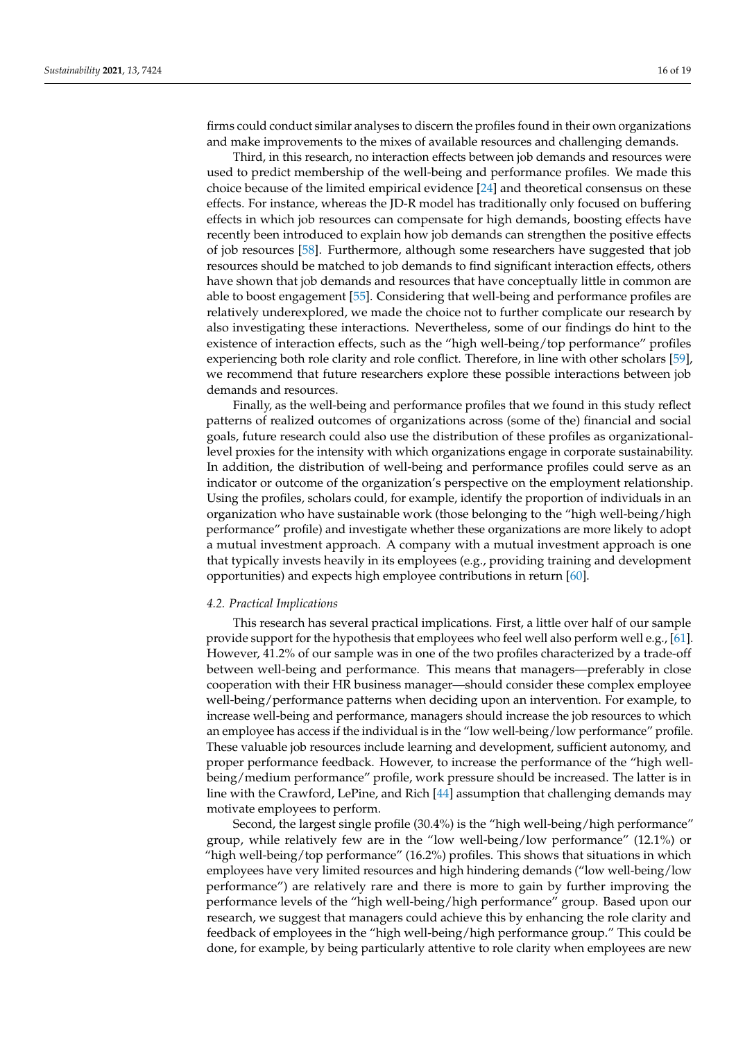firms could conduct similar analyses to discern the profiles found in their own organizations and make improvements to the mixes of available resources and challenging demands.

Third, in this research, no interaction effects between job demands and resources were used to predict membership of the well-being and performance profiles. We made this choice because of the limited empirical evidence [24] and theoretical consensus on these effects. For instance, whereas the JD-R model has traditionally only focused on buffering effects in which job resources can compensate for high demands, boosting effects have recently been introduced to explain how job demands can strengthen the positive effects of job resources [58]. Furthermore, although some researchers have suggested that job resources should be matched to job demands to find significant interaction effects, others have shown that job demands and resources that have conceptually little in common are able to boost engagement [55]. Considering that well-being and performance profiles are relatively underexplored, we made the choice not to further complicate our research by also investigating these interactions. Nevertheless, some of our findings do hint to the existence of interaction effects, such as the "high well-being/top performance" profiles experiencing both role clarity and role conflict. Therefore, in line with other scholars [59], we recommend that future researchers explore these possible interactions between job demands and resources.

Finally, as the well-being and performance profiles that we found in this study reflect patterns of realized outcomes of organizations across (some of the) financial and social goals, future research could also use the distribution of these profiles as organizational-level proxies for the intensity with which organizations engage in corporate sustainability. In addition, the distribution of well-being and performance profiles could serve as an indicator or outcome of the organization's perspective on the employment relationship. Using the profiles, scholars could, for example, identify the proportion of individuals in an organization who have sustainable work (those belonging to the "high well-being/high performance" profile) and investigate whether these organizations are more likely to adopt a mutual investment approach. A company with a mutual investment approach is one that typically invests heavily in its employees (e.g., providing training and development opportunities) and expects high employee contributions in return [60].

### *4.2. Practical Implications*

This research has several practical implications. First, a little over half of our sample provide support for the hypothesis that employees who feel well also perform well e.g., [61]. However, 41.2% of our sample was in one of the two profiles characterized by a trade-off between well-being and performance. This means that managers—preferably in close cooperation with their HR business manager—should consider these complex employee well-being/performance patterns when deciding upon an intervention. For example, to increase well-being and performance, managers should increase the job resources to which an employee has access if the individual is in the "low well-being/low performance" profile. These valuable job resources include learning and development, sufficient autonomy, and proper performance feedback. However, to increase the performance of the "high well-being/medium performance" profile, work pressure should be increased. The latter is in line with the Crawford, LePine, and Rich [44] assumption that challenging demands may motivate employees to perform.

Second, the largest single profile (30.4%) is the "high well-being/high performance" group, while relatively few are in the "low well-being/low performance" (12.1%) or "high well-being/top performance" (16.2%) profiles. This shows that situations in which employees have very limited resources and high hindering demands ("low well-being/low performance") are relatively rare and there is more to gain by further improving the performance levels of the "high well-being/high performance" group. Based upon our research, we suggest that managers could achieve this by enhancing the role clarity and feedback of employees in the "high well-being/high performance group." This could be done, for example, by being particularly attentive to role clarity when employees are new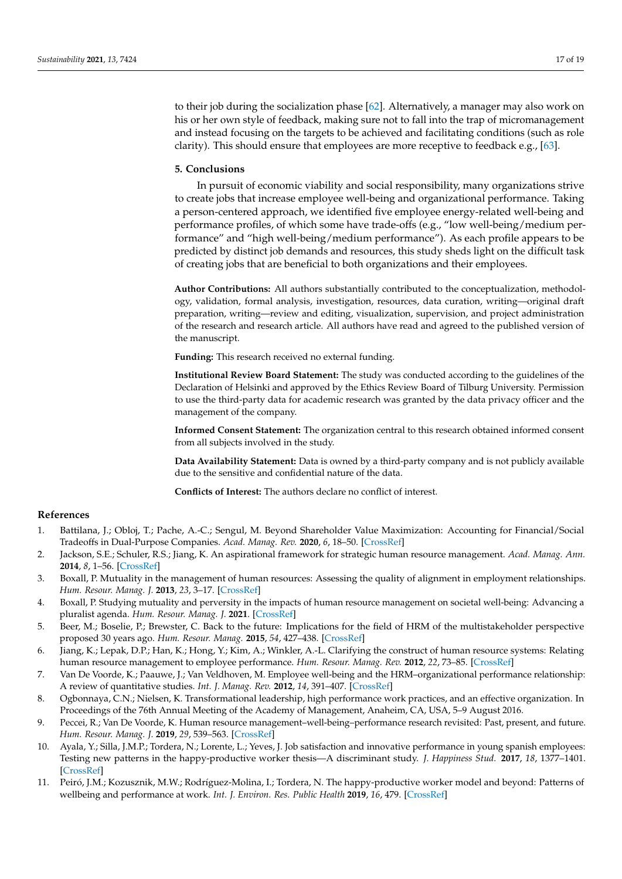to their job during the socialization phase [62]. Alternatively, a manager may also work on his or her own style of feedback, making sure not to fall into the trap of micromanagement and instead focusing on the targets to be achieved and facilitating conditions (such as role clarity). This should ensure that employees are more receptive to feedback e.g., [63].

## 5. Conclusions

In pursuit of economic viability and social responsibility, many organizations strive to create jobs that increase employee well-being and organizational performance. Taking a person-centered approach, we identified five employee energy-related well-being and performance profiles, of which some have trade-offs (e.g., "low well-being/medium performance" and "high well-being/medium performance"). As each profile appears to be predicted by distinct job demands and resources, this study sheds light on the difficult task of creating jobs that are beneficial to both organizations and their employees.

**Author Contributions:** All authors substantially contributed to the conceptualization, methodology, validation, formal analysis, investigation, resources, data curation, writing—original draft preparation, writing—review and editing, visualization, supervision, and project administration of the research and research article. All authors have read and agreed to the published version of the manuscript.

**Funding:** This research received no external funding.

**Institutional Review Board Statement:** The study was conducted according to the guidelines of the Declaration of Helsinki and approved by the Ethics Review Board of Tilburg University. Permission to use the third-party data for academic research was granted by the data privacy officer and the management of the company.

**Informed Consent Statement:** The organization central to this research obtained informed consent from all subjects involved in the study.

**Data Availability Statement:** Data is owned by a third-party company and is not publicly available due to the sensitive and confidential nature of the data.

**Conflicts of Interest:** The authors declare no conflict of interest.

## References

1. Battilana, J.; Obloj, T.; Pache, A.-C.; Sengul, M. Beyond Shareholder Value Maximization: Accounting for Financial/Social Tradeoffs in Dual-Purpose Companies. *Acad. Manag. Rev.* **2020**, *6*, 18–50. [CrossRef]
2. Jackson, S.E.; Schuler, R.S.; Jiang, K. An aspirational framework for strategic human resource management. *Acad. Manag. Ann.* **2014**, *8*, 1–56. [CrossRef]
3. Boxall, P. Mutuality in the management of human resources: Assessing the quality of alignment in employment relationships. *Hum. Resour. Manag. J.* **2013**, *23*, 3–17. [CrossRef]
4. Boxall, P. Studying mutuality and perversity in the impacts of human resource management on societal well-being: Advancing a pluralist agenda. *Hum. Resour. Manag. J.* **2021**. [CrossRef]
5. Beer, M.; Boselie, P.; Brewster, C. Back to the future: Implications for the field of HRM of the multistakeholder perspective proposed 30 years ago. *Hum. Resour. Manag.* **2015**, *54*, 427–438. [CrossRef]
6. Jiang, K.; Lepak, D.P.; Han, K.; Hong, Y.; Kim, A.; Winkler, A.-L. Clarifying the construct of human resource systems: Relating human resource management to employee performance. *Hum. Resour. Manag. Rev.* **2012**, *22*, 73–85. [CrossRef]
7. Van De Voorde, K.; Paauwe, J.; Van Veldhoven, M. Employee well-being and the HRM–organizational performance relationship: A review of quantitative studies. *Int. J. Manag. Rev.* **2012**, *14*, 391–407. [CrossRef]
8. Ogbonnaya, C.N.; Nielsen, K. Transformational leadership, high performance work practices, and an effective organization. In Proceedings of the 76th Annual Meeting of the Academy of Management, Anaheim, CA, USA, 5–9 August 2016.
9. Peccei, R.; Van De Voorde, K. Human resource management–well-being–performance research revisited: Past, present, and future. *Hum. Resour. Manag. J.* **2019**, *29*, 539–563. [CrossRef]
10. Ayala, Y.; Silla, J.M.P.; Tordera, N.; Lorente, L.; Yeves, J. Job satisfaction and innovative performance in young spanish employees: Testing new patterns in the happy-productive worker thesis—A discriminant study. *J. Happiness Stud.* **2017**, *18*, 1377–1401. [CrossRef]
11. Peiró, J.M.; Kozusznik, M.W.; Rodríguez-Molina, I.; Tordera, N. The happy-productive worker model and beyond: Patterns of wellbeing and performance at work. *Int. J. Environ. Res. Public Health* **2019**, *16*, 479. [CrossRef]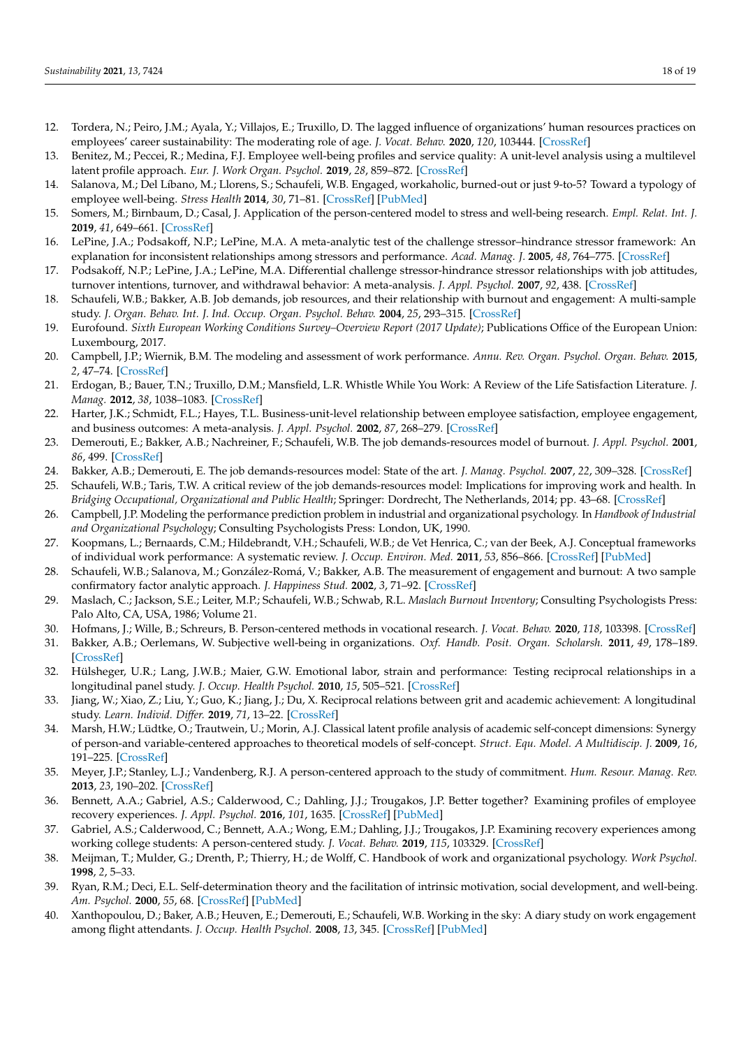12. Tordera, N.; Peiro, J.M.; Ayala, Y.; Villajos, E.; Truxillo, D. The lagged influence of organizations' human resources practices on employees' career sustainability: The moderating role of age. *J. Vocat. Behav.* **2020**, *120*, 103444. [CrossRef]
13. Benitez, M.; Peccei, R.; Medina, F.J. Employee well-being profiles and service quality: A unit-level analysis using a multilevel latent profile approach. *Eur. J. Work Organ. Psychol.* **2019**, *28*, 859–872. [CrossRef]
14. Salanova, M.; Del Líbano, M.; Llorens, S.; Schaufeli, W.B. Engaged, workaholic, burned-out or just 9-to-5? Toward a typology of employee well-being. *Stress Health* **2014**, *30*, 71–81. [CrossRef] [PubMed]
15. Somers, M.; Birnbaum, D.; Casal, J. Application of the person-centered model to stress and well-being research. *Empl. Relat. Int. J.* **2019**, *41*, 649–661. [CrossRef]
16. LePine, J.A.; Podsakoff, N.P.; LePine, M.A. A meta-analytic test of the challenge stressor–hindrance stressor framework: An explanation for inconsistent relationships among stressors and performance. *Acad. Manag. J.* **2005**, *48*, 764–775. [CrossRef]
17. Podsakoff, N.P.; LePine, J.A.; LePine, M.A. Differential challenge stressor-hindrance stressor relationships with job attitudes, turnover intentions, turnover, and withdrawal behavior: A meta-analysis. *J. Appl. Psychol.* **2007**, *92*, 438. [CrossRef]
18. Schaufeli, W.B.; Bakker, A.B. Job demands, job resources, and their relationship with burnout and engagement: A multi-sample study. *J. Organ. Behav. Int. J. Ind. Occup. Organ. Psychol. Behav.* **2004**, *25*, 293–315. [CrossRef]
19. Eurofound. *Sixth European Working Conditions Survey–Overview Report (2017 Update)*; Publications Office of the European Union: Luxembourg, 2017.
20. Campbell, J.P.; Wiernik, B.M. The modeling and assessment of work performance. *Annu. Rev. Organ. Psychol. Organ. Behav.* **2015**, *2*, 47–74. [CrossRef]
21. Erdogan, B.; Bauer, T.N.; Truxillo, D.M.; Mansfield, L.R. Whistle While You Work: A Review of the Life Satisfaction Literature. *J. Manag.* **2012**, *38*, 1038–1083. [CrossRef]
22. Harter, J.K.; Schmidt, F.L.; Hayes, T.L. Business-unit-level relationship between employee satisfaction, employee engagement, and business outcomes: A meta-analysis. *J. Appl. Psychol.* **2002**, *87*, 268–279. [CrossRef]
23. Demerouti, E.; Bakker, A.B.; Nachreiner, F.; Schaufeli, W.B. The job demands-resources model of burnout. *J. Appl. Psychol.* **2001**, *86*, 499. [CrossRef]
24. Bakker, A.B.; Demerouti, E. The job demands-resources model: State of the art. *J. Manag. Psychol.* **2007**, *22*, 309–328. [CrossRef]
25. Schaufeli, W.B.; Taris, T.W. A critical review of the job demands-resources model: Implications for improving work and health. In *Bridging Occupational, Organizational and Public Health*; Springer: Dordrecht, The Netherlands, 2014; pp. 43–68. [CrossRef]
26. Campbell, J.P. Modeling the performance prediction problem in industrial and organizational psychology. In *Handbook of Industrial and Organizational Psychology*; Consulting Psychologists Press: London, UK, 1990.
27. Koopmans, L.; Bernaards, C.M.; Hildebrandt, V.H.; Schaufeli, W.B.; de Vet Henrica, C.; van der Beek, A.J. Conceptual frameworks of individual work performance: A systematic review. *J. Occup. Environ. Med.* **2011**, *53*, 856–866. [CrossRef] [PubMed]
28. Schaufeli, W.B.; Salanova, M.; González-Romá, V.; Bakker, A.B. The measurement of engagement and burnout: A two sample confirmatory factor analytic approach. *J. Happiness Stud.* **2002**, *3*, 71–92. [CrossRef]
29. Maslach, C.; Jackson, S.E.; Leiter, M.P.; Schaufeli, W.B.; Schwab, R.L. *Maslach Burnout Inventory*; Consulting Psychologists Press: Palo Alto, CA, USA, 1986; Volume 21.
30. Hofmans, J.; Wille, B.; Schreurs, B. Person-centered methods in vocational research. *J. Vocat. Behav.* **2020**, *118*, 103398. [CrossRef]
31. Bakker, A.B.; Oerlemans, W. Subjective well-being in organizations. *Oxf. Handb. Posit. Organ. Scholarsh.* **2011**, *49*, 178–189. [CrossRef]
32. Hülsheger, U.R.; Lang, J.W.B.; Maier, G.W. Emotional labor, strain and performance: Testing reciprocal relationships in a longitudinal panel study. *J. Occup. Health Psychol.* **2010**, *15*, 505–521. [CrossRef]
33. Jiang, W.; Xiao, Z.; Liu, Y.; Guo, K.; Jiang, J.; Du, X. Reciprocal relations between grit and academic achievement: A longitudinal study. *Learn. Individ. Differ.* **2019**, *71*, 13–22. [CrossRef]
34. Marsh, H.W.; Lüdtke, O.; Trautwein, U.; Morin, A.J. Classical latent profile analysis of academic self-concept dimensions: Synergy of person-and variable-centered approaches to theoretical models of self-concept. *Struct. Equ. Model. A Multidiscip. J.* **2009**, *16*, 191–225. [CrossRef]
35. Meyer, J.P.; Stanley, L.J.; Vandenberg, R.J. A person-centered approach to the study of commitment. *Hum. Resour. Manag. Rev.* **2013**, *23*, 190–202. [CrossRef]
36. Bennett, A.A.; Gabriel, A.S.; Calderwood, C.; Dahling, J.J.; Trougakos, J.P. Better together? Examining profiles of employee recovery experiences. *J. Appl. Psychol.* **2016**, *101*, 1635. [CrossRef] [PubMed]
37. Gabriel, A.S.; Calderwood, C.; Bennett, A.A.; Wong, E.M.; Dahling, J.J.; Trougakos, J.P. Examining recovery experiences among working college students: A person-centered study. *J. Vocat. Behav.* **2019**, *115*, 103329. [CrossRef]
38. Meijman, T.; Mulder, G.; Drenth, P.; Thierry, H.; de Wolff, C. Handbook of work and organizational psychology. *Work Psychol.* **1998**, *2*, 5–33.
39. Ryan, R.M.; Deci, E.L. Self-determination theory and the facilitation of intrinsic motivation, social development, and well-being. *Am. Psychol.* **2000**, *55*, 68. [CrossRef] [PubMed]
40. Xanthopoulou, D.; Baker, A.B.; Heuven, E.; Demerouti, E.; Schaufeli, W.B. Working in the sky: A diary study on work engagement among flight attendants. *J. Occup. Health Psychol.* **2008**, *13*, 345. [CrossRef] [PubMed]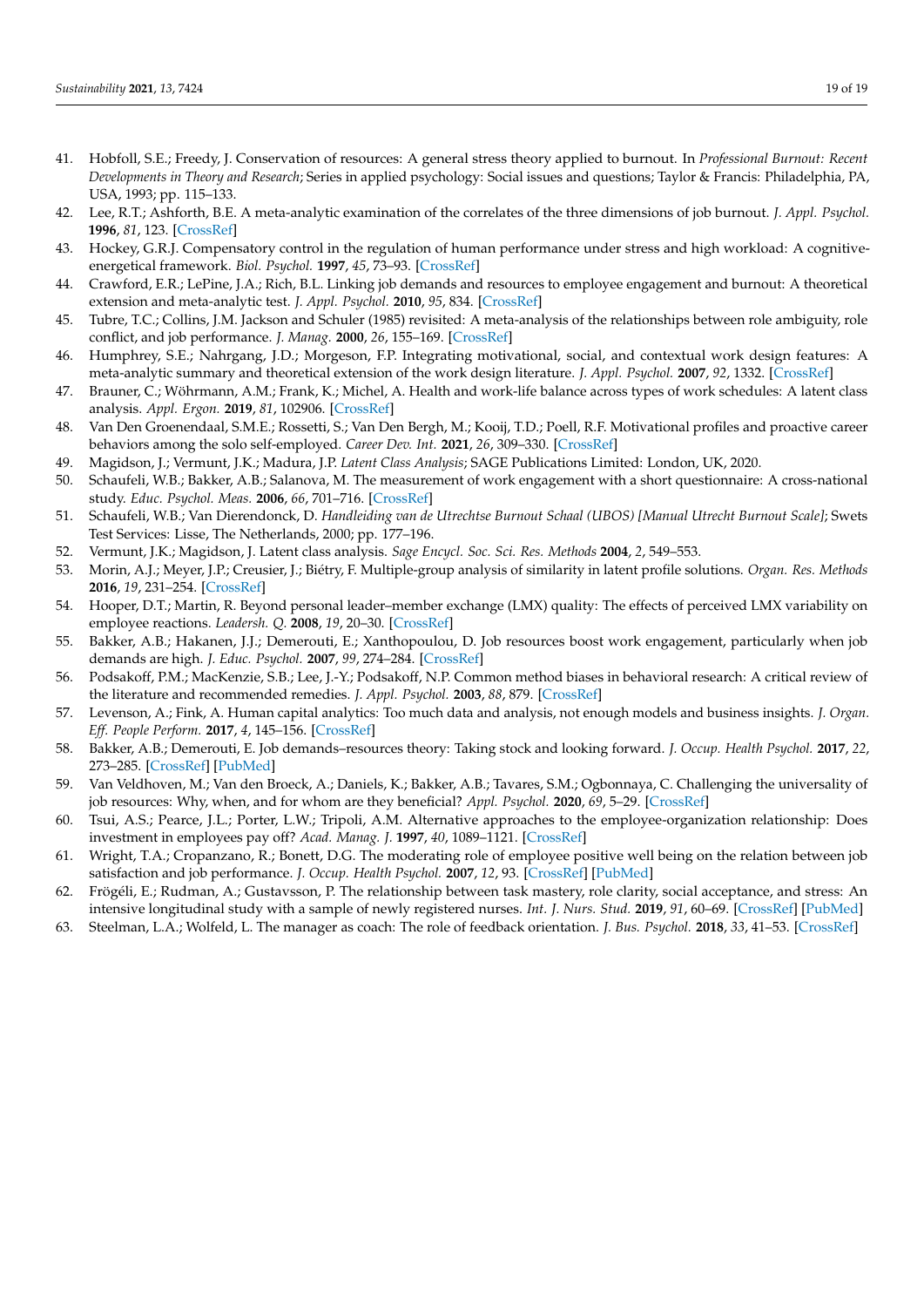41. Hobfoll, S.E.; Freedy, J. Conservation of resources: A general stress theory applied to burnout. In *Professional Burnout: Recent Developments in Theory and Research*; Series in applied psychology: Social issues and questions; Taylor & Francis: Philadelphia, PA, USA, 1993; pp. 115–133.
42. Lee, R.T.; Ashforth, B.E. A meta-analytic examination of the correlates of the three dimensions of job burnout. *J. Appl. Psychol.* **1996**, *81*, 123. [CrossRef]
43. Hockey, G.R.J. Compensatory control in the regulation of human performance under stress and high workload: A cognitive-energetical framework. *Biol. Psychol.* **1997**, *45*, 73–93. [CrossRef]
44. Crawford, E.R.; LePine, J.A.; Rich, B.L. Linking job demands and resources to employee engagement and burnout: A theoretical extension and meta-analytic test. *J. Appl. Psychol.* **2010**, *95*, 834. [CrossRef]
45. Tubre, T.C.; Collins, J.M. Jackson and Schuler (1985) revisited: A meta-analysis of the relationships between role ambiguity, role conflict, and job performance. *J. Manag.* **2000**, *26*, 155–169. [CrossRef]
46. Humphrey, S.E.; Nahrgang, J.D.; Morgeson, F.P. Integrating motivational, social, and contextual work design features: A meta-analytic summary and theoretical extension of the work design literature. *J. Appl. Psychol.* **2007**, *92*, 1332. [CrossRef]
47. Brauner, C.; Wöhrmann, A.M.; Frank, K.; Michel, A. Health and work-life balance across types of work schedules: A latent class analysis. *Appl. Ergon.* **2019**, *81*, 102906. [CrossRef]
48. Van Den Groenendaal, S.M.E.; Rossetti, S.; Van Den Bergh, M.; Kooij, T.D.; Poell, R.F. Motivational profiles and proactive career behaviors among the solo self-employed. *Career Dev. Int.* **2021**, *26*, 309–330. [CrossRef]
49. Magidson, J.; Vermunt, J.K.; Madura, J.P. *Latent Class Analysis*; SAGE Publications Limited: London, UK, 2020.
50. Schaufeli, W.B.; Bakker, A.B.; Salanova, M. The measurement of work engagement with a short questionnaire: A cross-national study. *Educ. Psychol. Meas.* **2006**, *66*, 701–716. [CrossRef]
51. Schaufeli, W.B.; Van Dierendonck, D. *Handleiding van de Utrechtse Burnout Schaal (UBOS) [Manual Utrecht Burnout Scale]*; Swets Test Services: Lisse, The Netherlands, 2000; pp. 177–196.
52. Vermunt, J.K.; Magidson, J. Latent class analysis. *Sage Encycl. Soc. Sci. Res. Methods* **2004**, *2*, 549–553.
53. Morin, A.J.; Meyer, J.P.; Creusier, J.; Biétry, F. Multiple-group analysis of similarity in latent profile solutions. *Organ. Res. Methods* **2016**, *19*, 231–254. [CrossRef]
54. Hooper, D.T.; Martin, R. Beyond personal leader–member exchange (LMX) quality: The effects of perceived LMX variability on employee reactions. *Leadersh. Q.* **2008**, *19*, 20–30. [CrossRef]
55. Bakker, A.B.; Hakanen, J.J.; Demerouti, E.; Xanthopoulou, D. Job resources boost work engagement, particularly when job demands are high. *J. Educ. Psychol.* **2007**, *99*, 274–284. [CrossRef]
56. Podsakoff, P.M.; MacKenzie, S.B.; Lee, J.-Y.; Podsakoff, N.P. Common method biases in behavioral research: A critical review of the literature and recommended remedies. *J. Appl. Psychol.* **2003**, *88*, 879. [CrossRef]
57. Levenson, A.; Fink, A. Human capital analytics: Too much data and analysis, not enough models and business insights. *J. Organ. Eff. People Perform.* **2017**, *4*, 145–156. [CrossRef]
58. Bakker, A.B.; Demerouti, E. Job demands–resources theory: Taking stock and looking forward. *J. Occup. Health Psychol.* **2017**, *22*, 273–285. [CrossRef] [PubMed]
59. Van Veldhoven, M.; Van den Broeck, A.; Daniels, K.; Bakker, A.B.; Tavares, S.M.; Ogbonnaya, C. Challenging the universality of job resources: Why, when, and for whom are they beneficial? *Appl. Psychol.* **2020**, *69*, 5–29. [CrossRef]
60. Tsui, A.S.; Pearce, J.L.; Porter, L.W.; Tripoli, A.M. Alternative approaches to the employee-organization relationship: Does investment in employees pay off? *Acad. Manag. J.* **1997**, *40*, 1089–1121. [CrossRef]
61. Wright, T.A.; Cropanzano, R.; Bonett, D.G. The moderating role of employee positive well being on the relation between job satisfaction and job performance. *J. Occup. Health Psychol.* **2007**, *12*, 93. [CrossRef] [PubMed]
62. Frögéli, E.; Rudman, A.; Gustavsson, P. The relationship between task mastery, role clarity, social acceptance, and stress: An intensive longitudinal study with a sample of newly registered nurses. *Int. J. Nurs. Stud.* **2019**, *91*, 60–69. [CrossRef] [PubMed]
63. Steelman, L.A.; Wolfeld, L. The manager as coach: The role of feedback orientation. *J. Bus. Psychol.* **2018**, *33*, 41–53. [CrossRef]